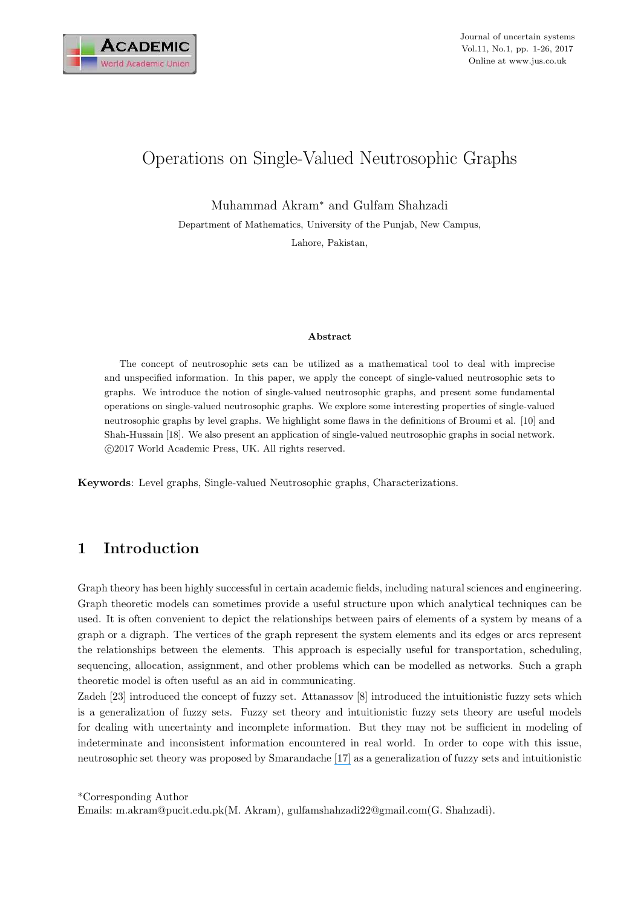# Operations on Single-Valued Neutrosophic Graphs

Muhammad Akram* and Gulfam Shahzadi

Department of Mathematics, University of the Punjab, New Campus,

Lahore, Pakistan,

**Abstract**

The concept of neutrosophic sets can be utilized as a mathematical tool to deal with imprecise and unspecified information. In this paper, we apply the concept of single-valued neutrosophic sets to graphs. We introduce the notion of single-valued neutrosophic graphs, and present some fundamental operations on single-valued neutrosophic graphs. We explore some interesting properties of single-valued neutrosophic graphs by level graphs. We highlight some flaws in the definitions of Broumi et al. [10] and Shah-Hussain [18]. We also present an application of single-valued neutrosophic graphs in social network. ©2017 World Academic Press, UK. All rights reserved.

**Keywords**: Level graphs, Single-valued Neutrosophic graphs, Characterizations.

## 1 Introduction

Graph theory has been highly successful in certain academic fields, including natural sciences and engineering. Graph theoretic models can sometimes provide a useful structure upon which analytical techniques can be used. It is often convenient to depict the relationships between pairs of elements of a system by means of a graph or a digraph. The vertices of the graph represent the system elements and its edges or arcs represent the relationships between the elements. This approach is especially useful for transportation, scheduling, sequencing, allocation, assignment, and other problems which can be modelled as networks. Such a graph theoretic model is often useful as an aid in communicating.

Zadeh [23] introduced the concept of fuzzy set. Attanassov [8] introduced the intuitionistic fuzzy sets which is a generalization of fuzzy sets. Fuzzy set theory and intuitionistic fuzzy sets theory are useful models for dealing with uncertainty and incomplete information. But they may not be sufficient in modeling of indeterminate and inconsistent information encountered in real world. In order to cope with this issue, neutrosophic set theory was proposed by Smarandache [17] as a generalization of fuzzy sets and intuitionistic

*Corresponding Author
Emails: m.akram@pucit.edu.pk(M. Akram), gulfamshahzadi22@gmail.com(G. Shahzadi).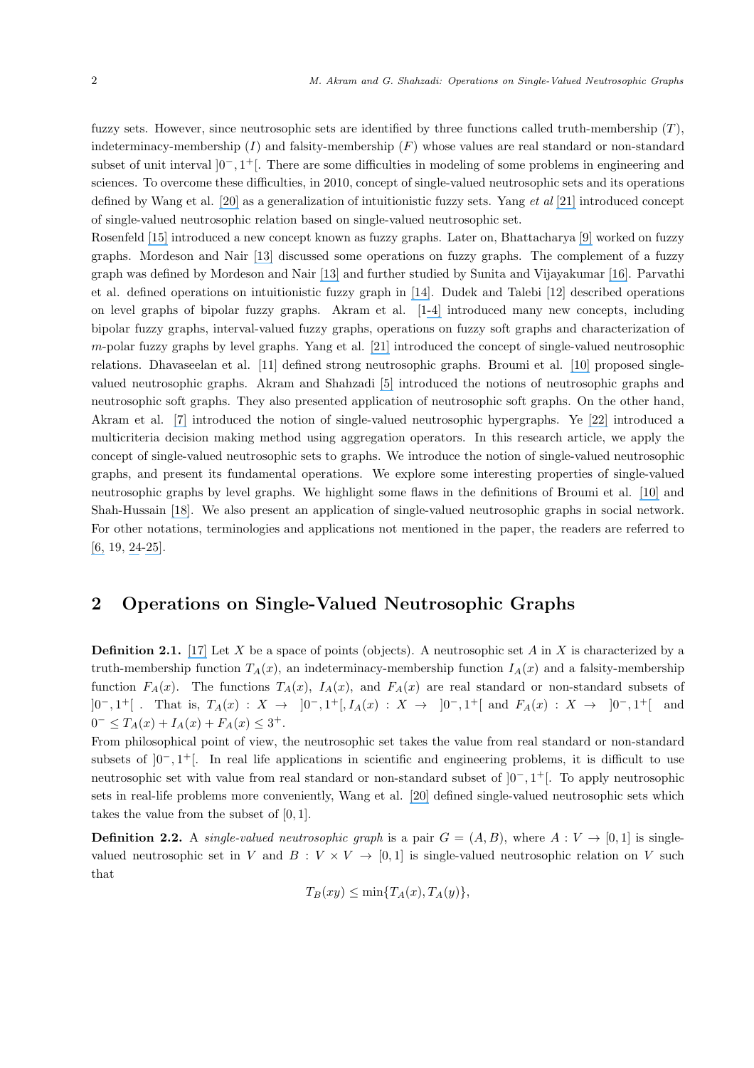fuzzy sets. However, since neutrosophic sets are identified by three functions called truth-membership ($T$), indeterminacy-membership ($I$) and falsity-membership ($F$) whose values are real standard or non-standard subset of unit interval $]0^-, 1^+[$. There are some difficulties in modeling of some problems in engineering and sciences. To overcome these difficulties, in 2010, concept of single-valued neutrosophic sets and its operations defined by Wang et al. [20] as a generalization of intuitionistic fuzzy sets. Yang *et al* [21] introduced concept of single-valued neutrosophic relation based on single-valued neutrosophic set.
Rosenfeld [15] introduced a new concept known as fuzzy graphs. Later on, Bhattacharya [9] worked on fuzzy graphs. Mordeson and Nair [13] discussed some operations on fuzzy graphs. The complement of a fuzzy graph was defined by Mordeson and Nair [13] and further studied by Sunita and Vijayakumar [16]. Parvathi et al. defined operations on intuitionistic fuzzy graph in [14]. Dudek and Talebi [12] described operations on level graphs of bipolar fuzzy graphs. Akram et al. [1-4] introduced many new concepts, including bipolar fuzzy graphs, interval-valued fuzzy graphs, operations on fuzzy soft graphs and characterization of $m$-polar fuzzy graphs by level graphs. Yang et al. [21] introduced the concept of single-valued neutrosophic relations. Dhavaseelan et al. [11] defined strong neutrosophic graphs. Broumi et al. [10] proposed single-valued neutrosophic graphs. Akram and Shahzadi [5] introduced the notions of neutrosophic graphs and neutrosophic soft graphs. They also presented application of neutrosophic soft graphs. On the other hand, Akram et al. [7] introduced the notion of single-valued neutrosophic hypergraphs. Ye [22] introduced a multicriteria decision making method using aggregation operators. In this research article, we apply the concept of single-valued neutrosophic sets to graphs. We introduce the notion of single-valued neutrosophic graphs, and present its fundamental operations. We explore some interesting properties of single-valued neutrosophic graphs by level graphs. We highlight some flaws in the definitions of Broumi et al. [10] and Shah-Hussain [18]. We also present an application of single-valued neutrosophic graphs in social network. For other notations, terminologies and applications not mentioned in the paper, the readers are referred to [6, 19, 24-25].

## 2 Operations on Single-Valued Neutrosophic Graphs

**Definition 2.1.** [17] Let $X$ be a space of points (objects). A neutrosophic set $A$ in $X$ is characterized by a truth-membership function $T_A(x)$, an indeterminacy-membership function $I_A(x)$ and a falsity-membership function $F_A(x)$. The functions $T_A(x)$, $I_A(x)$, and $F_A(x)$ are real standard or non-standard subsets of $]0^-, 1^+[$ . That is, $T_A(x) : X \to \ ]0^-, 1^+[, I_A(x) : X \to \ ]0^-, 1^+[$ and $F_A(x) : X \to \ ]0^-, 1^+[$ and $0^- \leq T_A(x) + I_A(x) + F_A(x) \leq 3^+$.
From philosophical point of view, the neutrosophic set takes the value from real standard or non-standard subsets of $]0^-, 1^+[$. In real life applications in scientific and engineering problems, it is difficult to use neutrosophic set with value from real standard or non-standard subset of $]0^-, 1^+[$. To apply neutrosophic sets in real-life problems more conveniently, Wang et al. [20] defined single-valued neutrosophic sets which takes the value from the subset of $[0, 1]$.

**Definition 2.2.** A *single-valued neutrosophic graph* is a pair $G = (A, B)$, where $A : V \to [0, 1]$ is single-valued neutrosophic set in $V$ and $B : V \times V \to [0, 1]$ is single-valued neutrosophic relation on $V$ such that

$$T_B(xy) \leq \min\{T_A(x), T_A(y)\},$$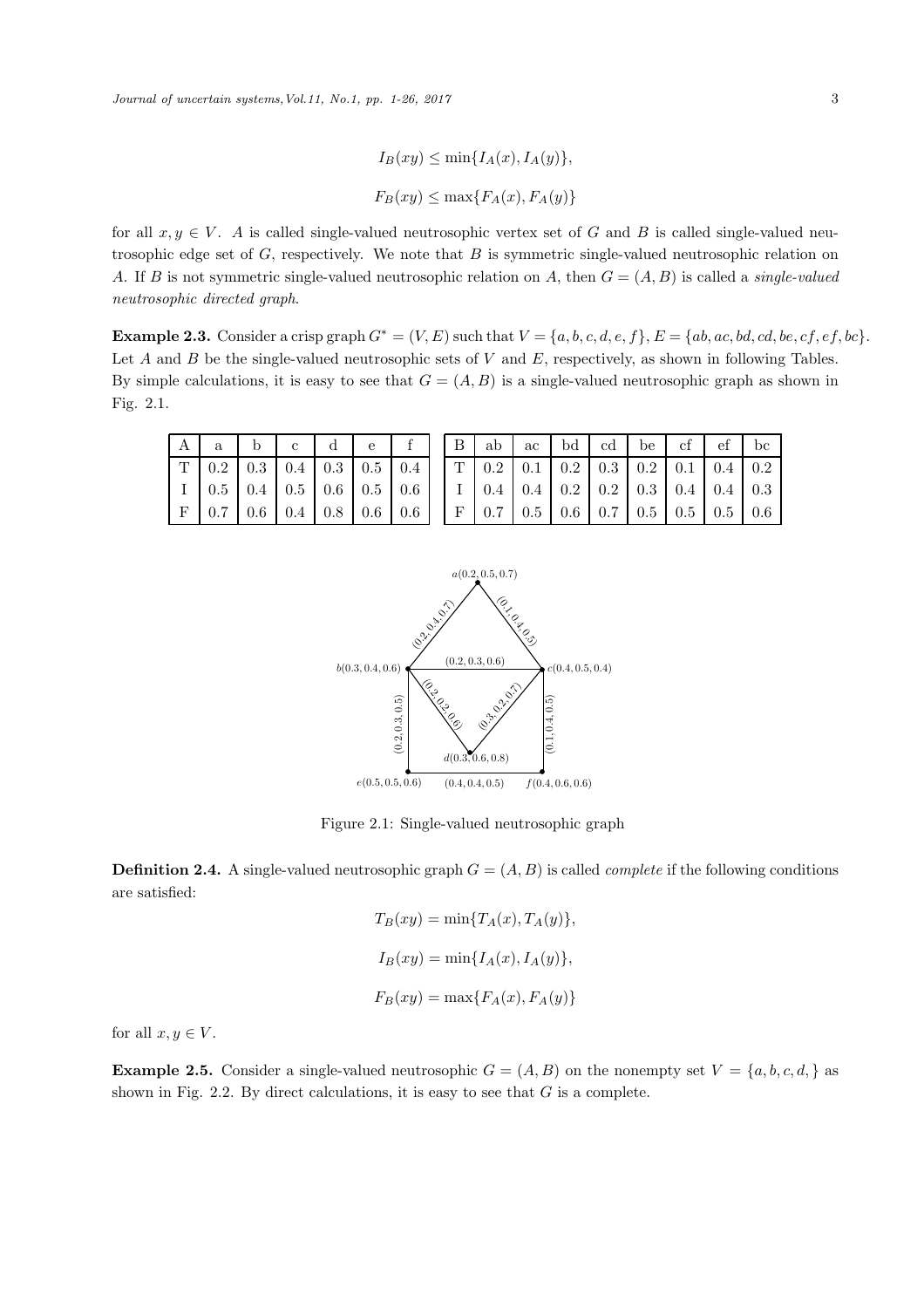$$I_B(xy) \leq \min\{I_A(x), I_A(y)\},$$

$$F_B(xy) \leq \max\{F_A(x), F_A(y)\}$$

for all $x, y \in V$. $A$ is called single-valued neutrosophic vertex set of $G$ and $B$ is called single-valued neutrosophic edge set of $G$, respectively. We note that $B$ is symmetric single-valued neutrosophic relation on $A$. If $B$ is not symmetric single-valued neutrosophic relation on $A$, then $G = (A, B)$ is called a *single-valued neutrosophic directed graph*.

**Example 2.3.** Consider a crisp graph $G^* = (V, E)$ such that $V = \{a, b, c, d, e, f\}$, $E = \{ab, ac, bd, cd, be, cf, ef, bc\}$. Let $A$ and $B$ be the single-valued neutrosophic sets of $V$ and $E$, respectively, as shown in following Tables. By simple calculations, it is easy to see that $G = (A, B)$ is a single-valued neutrosophic graph as shown in Fig. 2.1.

| A | a | b | c | d | e | f |
|---|---|---|---|---|---|---|
| T | 0.2 | 0.3 | 0.4 | 0.3 | 0.5 | 0.4 |
| I | 0.5 | 0.4 | 0.5 | 0.6 | 0.5 | 0.6 |
| F | 0.7 | 0.6 | 0.4 | 0.8 | 0.6 | 0.6 |

| B | ab | ac | bd | cd | be | cf | ef | bc |
|---|---|---|---|---|---|---|---|---|
| T | 0.2 | 0.1 | 0.2 | 0.3 | 0.2 | 0.1 | 0.4 | 0.2 |
| I | 0.4 | 0.4 | 0.2 | 0.2 | 0.3 | 0.4 | 0.4 | 0.3 |
| F | 0.7 | 0.5 | 0.6 | 0.7 | 0.5 | 0.5 | 0.5 | 0.6 |

Figure 2.1: Single-valued neutrosophic graph

**Definition 2.4.** A single-valued neutrosophic graph $G = (A, B)$ is called *complete* if the following conditions are satisfied:

$$T_B(xy) = \min\{T_A(x), T_A(y)\},$$

$$I_B(xy) = \min\{I_A(x), I_A(y)\},$$

$$F_B(xy) = \max\{F_A(x), F_A(y)\}$$

for all $x, y \in V$.

**Example 2.5.** Consider a single-valued neutrosophic $G = (A, B)$ on the nonempty set $V = \{a, b, c, d, \}$ as shown in Fig. 2.2. By direct calculations, it is easy to see that $G$ is a complete.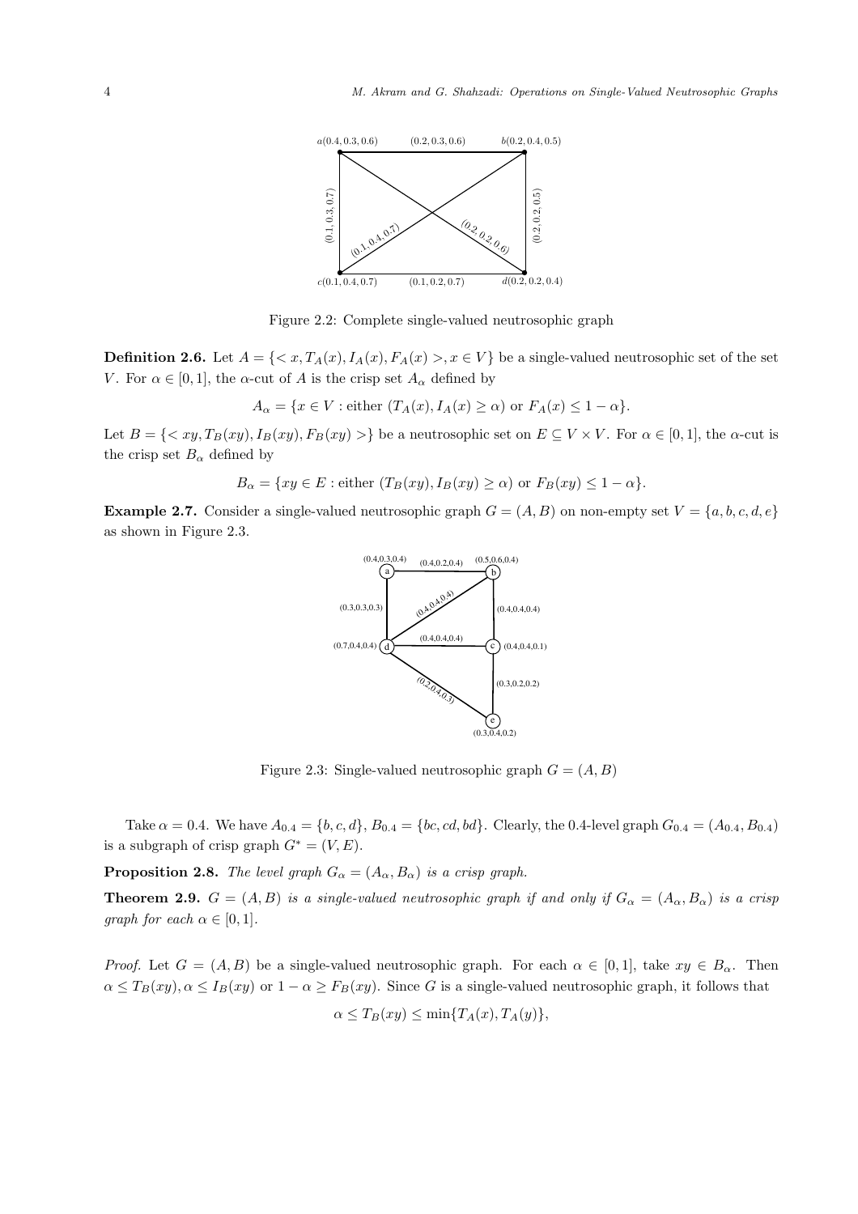Figure 2.2: Complete single-valued neutrosophic graph

**Definition 2.6.** Let $A = \{< x, T_A(x), I_A(x), F_A(x) >, x \in V\}$ be a single-valued neutrosophic set of the set $V$. For $\alpha \in [0, 1]$, the $\alpha$-cut of $A$ is the crisp set $A_\alpha$ defined by

$$A_\alpha = \{x \in V : \text{either } (T_A(x), I_A(x) \geq \alpha) \text{ or } F_A(x) \leq 1 - \alpha\}.$$

Let $B = \{< xy, T_B(xy), I_B(xy), F_B(xy) >\}$ be a neutrosophic set on $E \subseteq V \times V$. For $\alpha \in [0, 1]$, the $\alpha$-cut is the crisp set $B_\alpha$ defined by

$$B_\alpha = \{xy \in E : \text{either } (T_B(xy), I_B(xy) \geq \alpha) \text{ or } F_B(xy) \leq 1 - \alpha\}.$$

**Example 2.7.** Consider a single-valued neutrosophic graph $G = (A, B)$ on non-empty set $V = \{a, b, c, d, e\}$ as shown in Figure 2.3.

Figure 2.3: Single-valued neutrosophic graph $G = (A, B)$

Take $\alpha = 0.4$. We have $A_{0.4} = \{b, c, d\}$, $B_{0.4} = \{bc, cd, bd\}$. Clearly, the 0.4-level graph $G_{0.4} = (A_{0.4}, B_{0.4})$ is a subgraph of crisp graph $G^* = (V, E)$.

**Proposition 2.8.** *The level graph $G_\alpha = (A_\alpha, B_\alpha)$ is a crisp graph.*

**Theorem 2.9.** *$G = (A, B)$ is a single-valued neutrosophic graph if and only if $G_\alpha = (A_\alpha, B_\alpha)$ is a crisp graph for each $\alpha \in [0, 1]$.*

*Proof.* Let $G = (A, B)$ be a single-valued neutrosophic graph. For each $\alpha \in [0, 1]$, take $xy \in B_\alpha$. Then $\alpha \leq T_B(xy), \alpha \leq I_B(xy)$ or $1 - \alpha \geq F_B(xy)$. Since $G$ is a single-valued neutrosophic graph, it follows that

$$\alpha \leq T_B(xy) \leq \min\{T_A(x), T_A(y)\},$$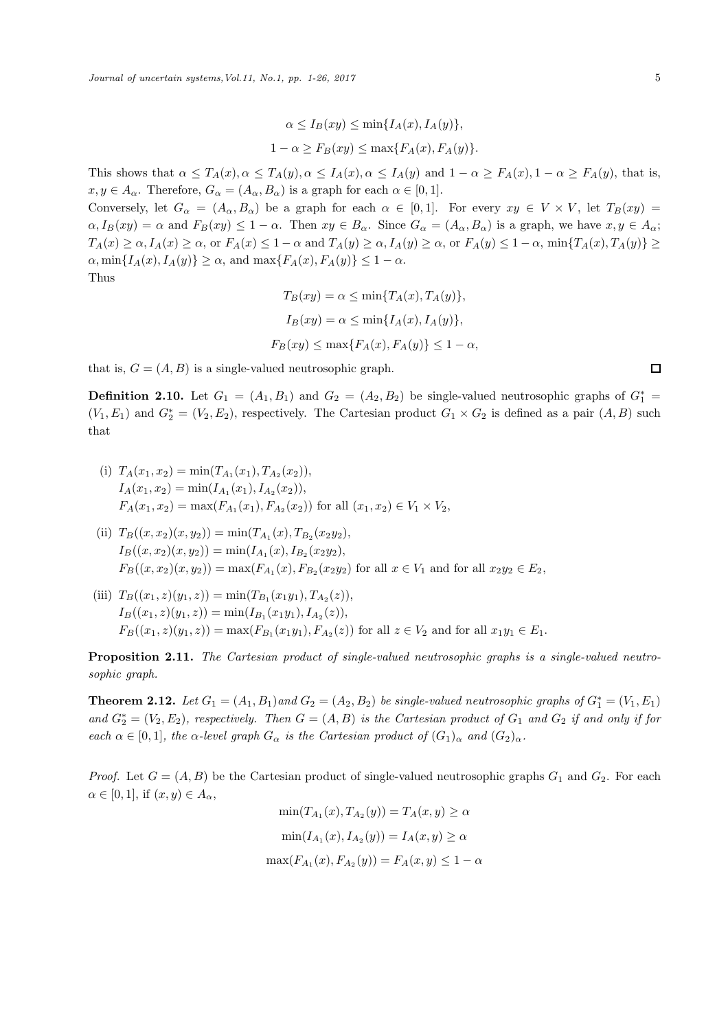$$\alpha \leq I_B(xy) \leq \min\{I_A(x), I_A(y)\},$$

$$1-\alpha \geq F_B(xy) \leq \max\{F_A(x), F_A(y)\}.$$

This shows that $\alpha \leq T_A(x), \alpha \leq T_A(y), \alpha \leq I_A(x), \alpha \leq I_A(y)$ and $1-\alpha \geq F_A(x), 1-\alpha \geq F_A(y)$, that is, $x, y \in A_\alpha$. Therefore, $G_\alpha = (A_\alpha, B_\alpha)$ is a graph for each $\alpha \in [0,1]$.

Conversely, let $G_\alpha = (A_\alpha, B_\alpha)$ be a graph for each $\alpha \in [0,1]$. For every $xy \in V \times V$, let $T_B(xy) = \alpha, I_B(xy) = \alpha$ and $F_B(xy) \leq 1-\alpha$. Then $xy \in B_\alpha$. Since $G_\alpha = (A_\alpha, B_\alpha)$ is a graph, we have $x, y \in A_\alpha$; $T_A(x) \geq \alpha, I_A(x) \geq \alpha$, or $F_A(x) \leq 1-\alpha$ and $T_A(y) \geq \alpha, I_A(y) \geq \alpha$, or $F_A(y) \leq 1-\alpha$, $\min\{T_A(x), T_A(y)\} \geq \alpha, \min\{I_A(x), I_A(y)\} \geq \alpha$, and $\max\{F_A(x), F_A(y)\} \leq 1-\alpha$.

Thus

$$T_B(xy) = \alpha \leq \min\{T_A(x), T_A(y)\},$$

$$I_B(xy) = \alpha \leq \min\{I_A(x), I_A(y)\},$$

$$F_B(xy) \leq \max\{F_A(x), F_A(y)\} \leq 1-\alpha,$$

that is, $G = (A, B)$ is a single-valued neutrosophic graph. □

**Definition 2.10.** Let $G_1 = (A_1, B_1)$ and $G_2 = (A_2, B_2)$ be single-valued neutrosophic graphs of $G_1^* = (V_1, E_1)$ and $G_2^* = (V_2, E_2)$, respectively. The Cartesian product $G_1 \times G_2$ is defined as a pair $(A, B)$ such that

(i) $T_A(x_1, x_2) = \min(T_{A_1}(x_1), T_{A_2}(x_2))$,
$I_A(x_1, x_2) = \min(I_{A_1}(x_1), I_{A_2}(x_2))$,
$F_A(x_1, x_2) = \max(F_{A_1}(x_1), F_{A_2}(x_2))$ for all $(x_1, x_2) \in V_1 \times V_2$,

(ii) $T_B((x, x_2)(x, y_2)) = \min(T_{A_1}(x), T_{B_2}(x_2y_2)$,
$I_B((x, x_2)(x, y_2)) = \min(I_{A_1}(x), I_{B_2}(x_2y_2)$,
$F_B((x, x_2)(x, y_2)) = \max(F_{A_1}(x), F_{B_2}(x_2y_2)$ for all $x \in V_1$ and for all $x_2y_2 \in E_2$,

(iii) $T_B((x_1, z)(y_1, z)) = \min(T_{B_1}(x_1y_1), T_{A_2}(z))$,
$I_B((x_1, z)(y_1, z)) = \min(I_{B_1}(x_1y_1), I_{A_2}(z))$,
$F_B((x_1, z)(y_1, z)) = \max(F_{B_1}(x_1y_1), F_{A_2}(z))$ for all $z \in V_2$ and for all $x_1y_1 \in E_1$.

**Proposition 2.11.** *The Cartesian product of single-valued neutrosophic graphs is a single-valued neutrosophic graph.*

**Theorem 2.12.** *Let $G_1 = (A_1, B_1)$ and $G_2 = (A_2, B_2)$ be single-valued neutrosophic graphs of $G_1^* = (V_1, E_1)$ and $G_2^* = (V_2, E_2)$, respectively. Then $G = (A, B)$ is the Cartesian product of $G_1$ and $G_2$ if and only if for each $\alpha \in [0,1]$, the $\alpha$-level graph $G_\alpha$ is the Cartesian product of $(G_1)_\alpha$ and $(G_2)_\alpha$.*

*Proof.* Let $G = (A, B)$ be the Cartesian product of single-valued neutrosophic graphs $G_1$ and $G_2$. For each $\alpha \in [0,1]$, if $(x, y) \in A_\alpha$,

$$\min(T_{A_1}(x), T_{A_2}(y)) = T_A(x, y) \geq \alpha$$

$$\min(I_{A_1}(x), I_{A_2}(y)) = I_A(x, y) \geq \alpha$$

$$\max(F_{A_1}(x), F_{A_2}(y)) = F_A(x, y) \leq 1-\alpha$$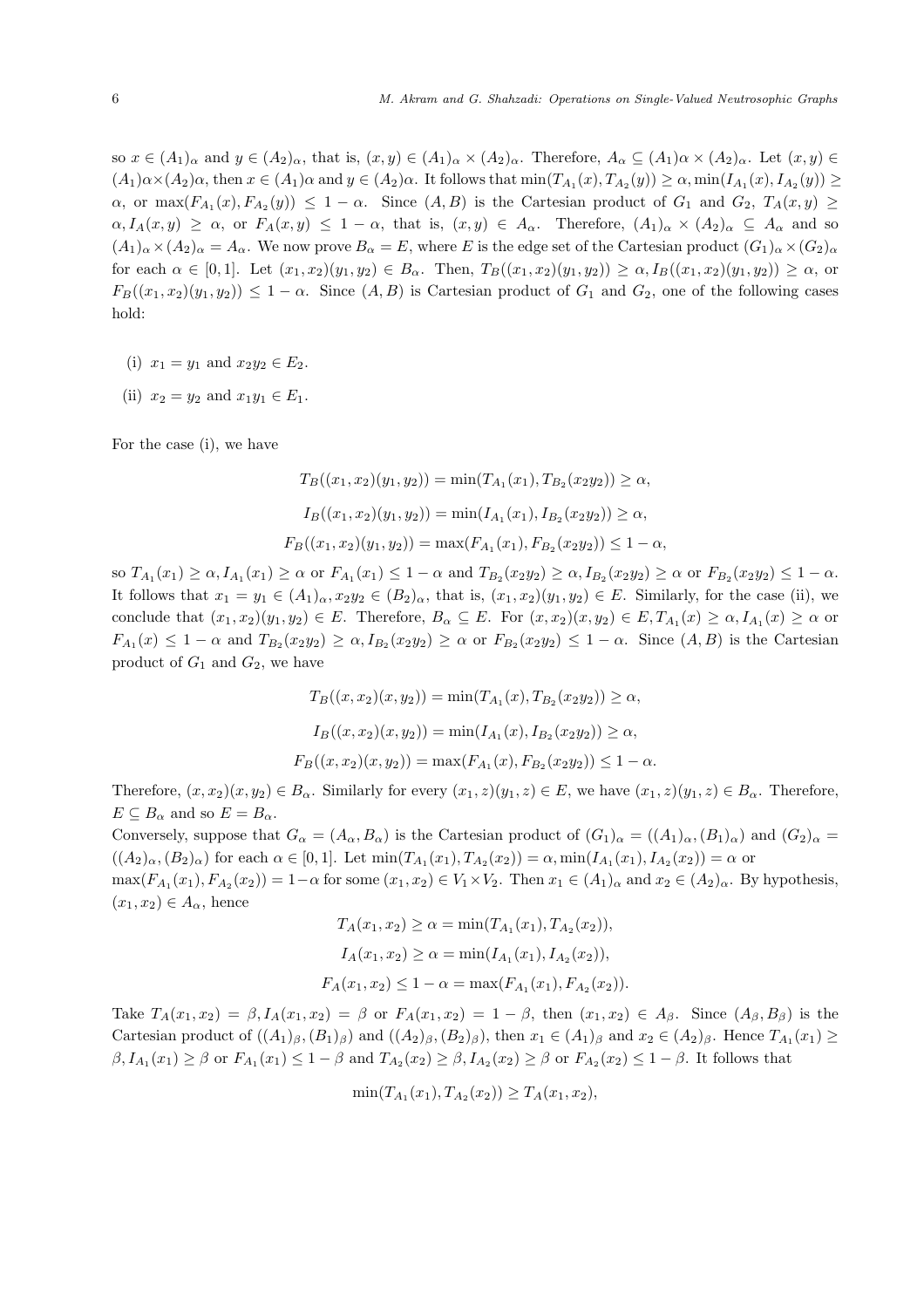so $x \in (A_1)_\alpha$ and $y \in (A_2)_\alpha$, that is, $(x,y) \in (A_1)_\alpha \times (A_2)_\alpha$. Therefore, $A_\alpha \subseteq (A_1)\alpha \times (A_2)_\alpha$. Let $(x,y) \in (A_1)\alpha \times (A_2)\alpha$, then $x \in (A_1)\alpha$ and $y \in (A_2)\alpha$. It follows that $\min(T_{A_1}(x), T_{A_2}(y)) \geq \alpha, \min(I_{A_1}(x), I_{A_2}(y)) \geq \alpha$, or $\max(F_{A_1}(x), F_{A_2}(y)) \leq 1-\alpha$. Since $(A,B)$ is the Cartesian product of $G_1$ and $G_2$, $T_A(x,y) \geq \alpha, I_A(x,y) \geq \alpha$, or $F_A(x,y) \leq 1-\alpha$, that is, $(x,y) \in A_\alpha$. Therefore, $(A_1)_\alpha \times (A_2)_\alpha \subseteq A_\alpha$ and so $(A_1)_\alpha \times (A_2)_\alpha = A_\alpha$. We now prove $B_\alpha = E$, where $E$ is the edge set of the Cartesian product $(G_1)_\alpha \times (G_2)_\alpha$ for each $\alpha \in [0,1]$. Let $(x_1,x_2)(y_1,y_2) \in B_\alpha$. Then, $T_B((x_1,x_2)(y_1,y_2)) \geq \alpha, I_B((x_1,x_2)(y_1,y_2)) \geq \alpha$, or $F_B((x_1,x_2)(y_1,y_2)) \leq 1-\alpha$. Since $(A,B)$ is Cartesian product of $G_1$ and $G_2$, one of the following cases hold:

(i) $x_1 = y_1$ and $x_2y_2 \in E_2$.

(ii) $x_2 = y_2$ and $x_1y_1 \in E_1$.

For the case (i), we have

$$T_B((x_1,x_2)(y_1,y_2)) = \min(T_{A_1}(x_1), T_{B_2}(x_2y_2)) \geq \alpha,$$

$$I_B((x_1,x_2)(y_1,y_2)) = \min(I_{A_1}(x_1), I_{B_2}(x_2y_2)) \geq \alpha,$$

$$F_B((x_1,x_2)(y_1,y_2)) = \max(F_{A_1}(x_1), F_{B_2}(x_2y_2)) \leq 1-\alpha,$$

so $T_{A_1}(x_1) \geq \alpha, I_{A_1}(x_1) \geq \alpha$ or $F_{A_1}(x_1) \leq 1-\alpha$ and $T_{B_2}(x_2y_2) \geq \alpha, I_{B_2}(x_2y_2) \geq \alpha$ or $F_{B_2}(x_2y_2) \leq 1-\alpha$. It follows that $x_1 = y_1 \in (A_1)_\alpha, x_2y_2 \in (B_2)_\alpha$, that is, $(x_1,x_2)(y_1,y_2) \in E$. Similarly, for the case (ii), we conclude that $(x_1,x_2)(y_1,y_2) \in E$. Therefore, $B_\alpha \subseteq E$. For $(x,x_2)(x,y_2) \in E, T_{A_1}(x) \geq \alpha, I_{A_1}(x) \geq \alpha$ or $F_{A_1}(x) \leq 1-\alpha$ and $T_{B_2}(x_2y_2) \geq \alpha, I_{B_2}(x_2y_2) \geq \alpha$ or $F_{B_2}(x_2y_2) \leq 1-\alpha$. Since $(A,B)$ is the Cartesian product of $G_1$ and $G_2$, we have

$$T_B((x,x_2)(x,y_2)) = \min(T_{A_1}(x), T_{B_2}(x_2y_2)) \geq \alpha,$$

$$I_B((x,x_2)(x,y_2)) = \min(I_{A_1}(x), I_{B_2}(x_2y_2)) \geq \alpha,$$

$$F_B((x,x_2)(x,y_2)) = \max(F_{A_1}(x), F_{B_2}(x_2y_2)) \leq 1-\alpha.$$

Therefore, $(x,x_2)(x,y_2) \in B_\alpha$. Similarly for every $(x_1,z)(y_1,z) \in E$, we have $(x_1,z)(y_1,z) \in B_\alpha$. Therefore, $E \subseteq B_\alpha$ and so $E = B_\alpha$.

Conversely, suppose that $G_\alpha = (A_\alpha, B_\alpha)$ is the Cartesian product of $(G_1)_\alpha = ((A_1)_\alpha, (B_1)_\alpha)$ and $(G_2)_\alpha = ((A_2)_\alpha, (B_2)_\alpha)$ for each $\alpha \in [0,1]$. Let $\min(T_{A_1}(x_1), T_{A_2}(x_2)) = \alpha, \min(I_{A_1}(x_1), I_{A_2}(x_2)) = \alpha$ or $\max(F_{A_1}(x_1), F_{A_2}(x_2)) = 1-\alpha$ for some $(x_1,x_2) \in V_1 \times V_2$. Then $x_1 \in (A_1)_\alpha$ and $x_2 \in (A_2)_\alpha$. By hypothesis, $(x_1,x_2) \in A_\alpha$, hence

$$T_A(x_1,x_2) \geq \alpha = \min(T_{A_1}(x_1), T_{A_2}(x_2)),$$

$$I_A(x_1,x_2) \geq \alpha = \min(I_{A_1}(x_1), I_{A_2}(x_2)),$$

$$F_A(x_1,x_2) \leq 1-\alpha = \max(F_{A_1}(x_1), F_{A_2}(x_2)).$$

Take $T_A(x_1,x_2) = \beta, I_A(x_1,x_2) = \beta$ or $F_A(x_1,x_2) = 1-\beta$, then $(x_1,x_2) \in A_\beta$. Since $(A_\beta, B_\beta)$ is the Cartesian product of $((A_1)_\beta, (B_1)_\beta)$ and $((A_2)_\beta, (B_2)_\beta)$, then $x_1 \in (A_1)_\beta$ and $x_2 \in (A_2)_\beta$. Hence $T_{A_1}(x_1) \geq \beta, I_{A_1}(x_1) \geq \beta$ or $F_{A_1}(x_1) \leq 1-\beta$ and $T_{A_2}(x_2) \geq \beta, I_{A_2}(x_2) \geq \beta$ or $F_{A_2}(x_2) \leq 1-\beta$. It follows that

$$\min(T_{A_1}(x_1), T_{A_2}(x_2)) \geq T_A(x_1,x_2),$$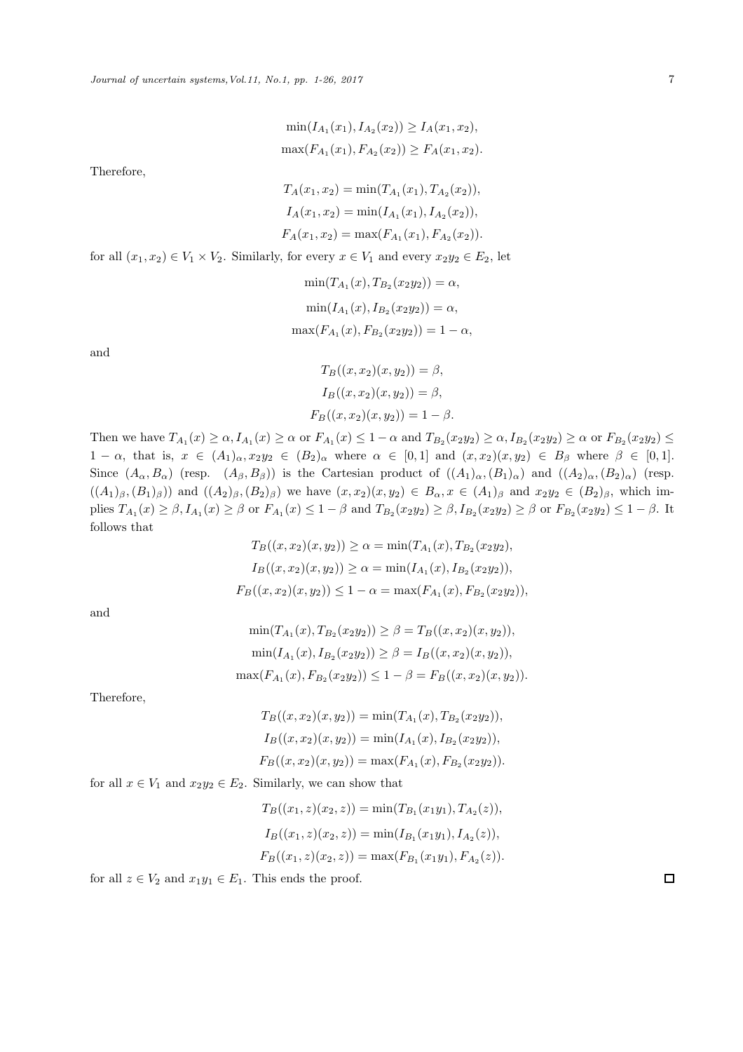$$\min(I_{A_1}(x_1), I_{A_2}(x_2)) \geq I_A(x_1, x_2),$$
$$\max(F_{A_1}(x_1), F_{A_2}(x_2)) \geq F_A(x_1, x_2).$$

Therefore,

$$T_A(x_1, x_2) = \min(T_{A_1}(x_1), T_{A_2}(x_2)),$$
$$I_A(x_1, x_2) = \min(I_{A_1}(x_1), I_{A_2}(x_2)),$$
$$F_A(x_1, x_2) = \max(F_{A_1}(x_1), F_{A_2}(x_2)).$$

for all $(x_1, x_2) \in V_1 \times V_2$. Similarly, for every $x \in V_1$ and every $x_2y_2 \in E_2$, let

$$\min(T_{A_1}(x), T_{B_2}(x_2y_2)) = \alpha,$$
$$\min(I_{A_1}(x), I_{B_2}(x_2y_2)) = \alpha,$$
$$\max(F_{A_1}(x), F_{B_2}(x_2y_2)) = 1 - \alpha,$$

and

$$T_B((x, x_2)(x, y_2)) = \beta,$$
$$I_B((x, x_2)(x, y_2)) = \beta,$$
$$F_B((x, x_2)(x, y_2)) = 1 - \beta.$$

Then we have $T_{A_1}(x) \geq \alpha, I_{A_1}(x) \geq \alpha$ or $F_{A_1}(x) \leq 1 - \alpha$ and $T_{B_2}(x_2y_2) \geq \alpha, I_{B_2}(x_2y_2) \geq \alpha$ or $F_{B_2}(x_2y_2) \leq 1 - \alpha$, that is, $x \in (A_1)_\alpha, x_2y_2 \in (B_2)_\alpha$ where $\alpha \in [0, 1]$ and $(x, x_2)(x, y_2) \in B_\beta$ where $\beta \in [0, 1]$. Since $(A_\alpha, B_\alpha)$ (resp. $(A_\beta, B_\beta)$) is the Cartesian product of $((A_1)_\alpha, (B_1)_\alpha)$ and $((A_2)_\alpha, (B_2)_\alpha)$ (resp. $((A_1)_\beta, (B_1)_\beta)$) and $((A_2)_\beta, (B_2)_\beta)$ we have $(x, x_2)(x, y_2) \in B_\alpha, x \in (A_1)_\beta$ and $x_2y_2 \in (B_2)_\beta$, which implies $T_{A_1}(x) \geq \beta, I_{A_1}(x) \geq \beta$ or $F_{A_1}(x) \leq 1 - \beta$ and $T_{B_2}(x_2y_2) \geq \beta, I_{B_2}(x_2y_2) \geq \beta$ or $F_{B_2}(x_2y_2) \leq 1 - \beta$. It follows that

$$T_B((x, x_2)(x, y_2)) \geq \alpha = \min(T_{A_1}(x), T_{B_2}(x_2y_2),$$
$$I_B((x, x_2)(x, y_2)) \geq \alpha = \min(I_{A_1}(x), I_{B_2}(x_2y_2)),$$
$$F_B((x, x_2)(x, y_2)) \leq 1 - \alpha = \max(F_{A_1}(x), F_{B_2}(x_2y_2)),$$

and

$$\min(T_{A_1}(x), T_{B_2}(x_2y_2)) \geq \beta = T_B((x, x_2)(x, y_2)),$$
$$\min(I_{A_1}(x), I_{B_2}(x_2y_2)) \geq \beta = I_B((x, x_2)(x, y_2)),$$
$$\max(F_{A_1}(x), F_{B_2}(x_2y_2)) \leq 1 - \beta = F_B((x, x_2)(x, y_2)).$$

Therefore,

$$T_B((x, x_2)(x, y_2)) = \min(T_{A_1}(x), T_{B_2}(x_2y_2)),$$
$$I_B((x, x_2)(x, y_2)) = \min(I_{A_1}(x), I_{B_2}(x_2y_2)),$$
$$F_B((x, x_2)(x, y_2)) = \max(F_{A_1}(x), F_{B_2}(x_2y_2)).$$

for all $x \in V_1$ and $x_2y_2 \in E_2$. Similarly, we can show that

$$T_B((x_1, z)(x_2, z)) = \min(T_{B_1}(x_1y_1), T_{A_2}(z)),$$
$$I_B((x_1, z)(x_2, z)) = \min(I_{B_1}(x_1y_1), I_{A_2}(z)),$$
$$F_B((x_1, z)(x_2, z)) = \max(F_{B_1}(x_1y_1), F_{A_2}(z)).$$

for all $z \in V_2$ and $x_1y_1 \in E_1$. This ends the proof. □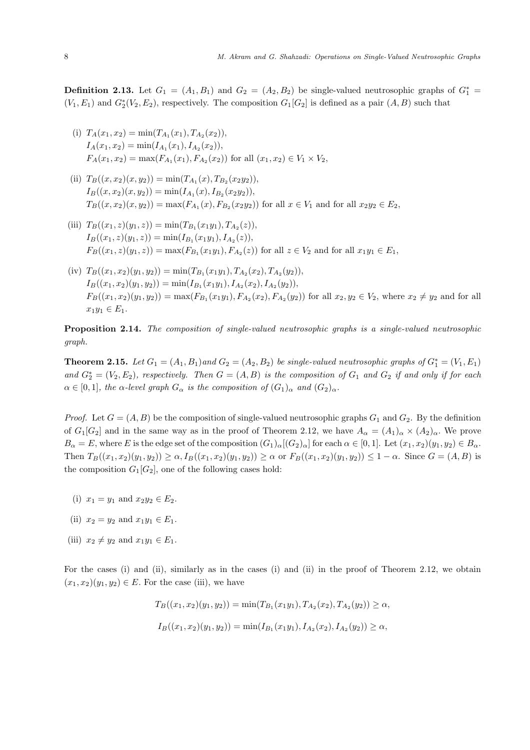**Definition 2.13.** Let $G_1 = (A_1, B_1)$ and $G_2 = (A_2, B_2)$ be single-valued neutrosophic graphs of $G_1^* = (V_1, E_1)$ and $G_2^*(V_2, E_2)$, respectively. The composition $G_1[G_2]$ is defined as a pair $(A, B)$ such that

(i) $T_A(x_1, x_2) = \min(T_{A_1}(x_1), T_{A_2}(x_2))$,
$I_A(x_1, x_2) = \min(I_{A_1}(x_1), I_{A_2}(x_2))$,
$F_A(x_1, x_2) = \max(F_{A_1}(x_1), F_{A_2}(x_2))$ for all $(x_1, x_2) \in V_1 \times V_2$,

(ii) $T_B((x, x_2)(x, y_2)) = \min(T_{A_1}(x), T_{B_2}(x_2y_2))$,
$I_B((x, x_2)(x, y_2)) = \min(I_{A_1}(x), I_{B_2}(x_2y_2))$,
$T_B((x, x_2)(x, y_2)) = \max(F_{A_1}(x), F_{B_2}(x_2y_2))$ for all $x \in V_1$ and for all $x_2y_2 \in E_2$,

(iii) $T_B((x_1, z)(y_1, z)) = \min(T_{B_1}(x_1y_1), T_{A_2}(z))$,
$I_B((x_1, z)(y_1, z)) = \min(I_{B_1}(x_1y_1), I_{A_2}(z))$,
$F_B((x_1, z)(y_1, z)) = \max(F_{B_1}(x_1y_1), F_{A_2}(z))$ for all $z \in V_2$ and for all $x_1y_1 \in E_1$,

(iv) $T_B((x_1, x_2)(y_1, y_2)) = \min(T_{B_1}(x_1y_1), T_{A_2}(x_2), T_{A_2}(y_2))$,
$I_B((x_1, x_2)(y_1, y_2)) = \min(I_{B_1}(x_1y_1), I_{A_2}(x_2), I_{A_2}(y_2))$,
$F_B((x_1, x_2)(y_1, y_2)) = \max(F_{B_1}(x_1y_1), F_{A_2}(x_2), F_{A_2}(y_2))$ for all $x_2, y_2 \in V_2$, where $x_2 \neq y_2$ and for all $x_1y_1 \in E_1$.

**Proposition 2.14.** *The composition of single-valued neutrosophic graphs is a single-valued neutrosophic graph.*

**Theorem 2.15.** *Let $G_1 = (A_1, B_1)$ and $G_2 = (A_2, B_2)$ be single-valued neutrosophic graphs of $G_1^* = (V_1, E_1)$ and $G_2^* = (V_2, E_2)$, respectively. Then $G = (A, B)$ is the composition of $G_1$ and $G_2$ if and only if for each $\alpha \in [0, 1]$, the $\alpha$-level graph $G_\alpha$ is the composition of $(G_1)_\alpha$ and $(G_2)_\alpha$.*

*Proof.* Let $G = (A, B)$ be the composition of single-valued neutrosophic graphs $G_1$ and $G_2$. By the definition of $G_1[G_2]$ and in the same way as in the proof of Theorem 2.12, we have $A_\alpha = (A_1)_\alpha \times (A_2)_\alpha$. We prove $B_\alpha = E$, where $E$ is the edge set of the composition $(G_1)_\alpha[(G_2)_\alpha]$ for each $\alpha \in [0, 1]$. Let $(x_1, x_2)(y_1, y_2) \in B_\alpha$. Then $T_B((x_1, x_2)(y_1, y_2)) \geq \alpha, I_B((x_1, x_2)(y_1, y_2)) \geq \alpha$ or $F_B((x_1, x_2)(y_1, y_2)) \leq 1 - \alpha$. Since $G = (A, B)$ is the composition $G_1[G_2]$, one of the following cases hold:

(i) $x_1 = y_1$ and $x_2y_2 \in E_2$.

(ii) $x_2 = y_2$ and $x_1y_1 \in E_1$.

(iii) $x_2 \neq y_2$ and $x_1y_1 \in E_1$.

For the cases (i) and (ii), similarly as in the cases (i) and (ii) in the proof of Theorem 2.12, we obtain $(x_1, x_2)(y_1, y_2) \in E$. For the case (iii), we have

$$T_B((x_1, x_2)(y_1, y_2)) = \min(T_{B_1}(x_1y_1), T_{A_2}(x_2), T_{A_2}(y_2)) \geq \alpha,$$

$$I_B((x_1, x_2)(y_1, y_2)) = \min(I_{B_1}(x_1y_1), I_{A_2}(x_2), I_{A_2}(y_2)) \geq \alpha,$$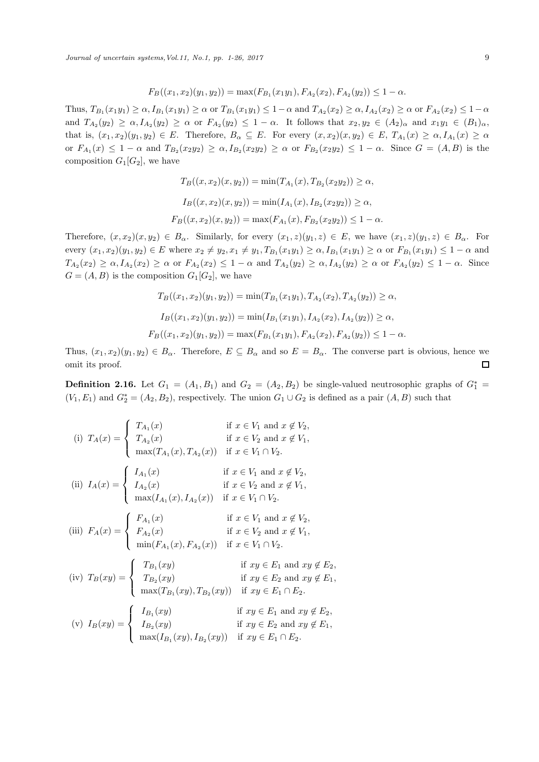$$F_B((x_1,x_2)(y_1,y_2)) = \max(F_{B_1}(x_1y_1), F_{A_2}(x_2), F_{A_2}(y_2)) \leq 1-\alpha.$$

Thus, $T_{B_1}(x_1y_1) \geq \alpha, I_{B_1}(x_1y_1) \geq \alpha$ or $T_{B_1}(x_1y_1) \leq 1-\alpha$ and $T_{A_2}(x_2) \geq \alpha, I_{A_2}(x_2) \geq \alpha$ or $F_{A_2}(x_2) \leq 1-\alpha$ and $T_{A_2}(y_2) \geq \alpha, I_{A_2}(y_2) \geq \alpha$ or $F_{A_2}(y_2) \leq 1-\alpha$. It follows that $x_2, y_2 \in (A_2)_\alpha$ and $x_1y_1 \in (B_1)_\alpha$, that is, $(x_1,x_2)(y_1,y_2) \in E$. Therefore, $B_\alpha \subseteq E$. For every $(x,x_2)(x,y_2) \in E$, $T_{A_1}(x) \geq \alpha, I_{A_1}(x) \geq \alpha$ or $F_{A_1}(x) \leq 1-\alpha$ and $T_{B_2}(x_2y_2) \geq \alpha, I_{B_2}(x_2y_2) \geq \alpha$ or $F_{B_2}(x_2y_2) \leq 1-\alpha$. Since $G=(A,B)$ is the composition $G_1[G_2]$, we have

$$T_B((x,x_2)(x,y_2)) = \min(T_{A_1}(x), T_{B_2}(x_2y_2)) \geq \alpha,$$

$$I_B((x,x_2)(x,y_2)) = \min(I_{A_1}(x), I_{B_2}(x_2y_2)) \geq \alpha,$$

$$F_B((x,x_2)(x,y_2)) = \max(F_{A_1}(x), F_{B_2}(x_2y_2)) \leq 1-\alpha.$$

Therefore, $(x,x_2)(x,y_2) \in B_\alpha$. Similarly, for every $(x_1,z)(y_1,z) \in E$, we have $(x_1,z)(y_1,z) \in B_\alpha$. For every $(x_1,x_2)(y_1,y_2) \in E$ where $x_2 \neq y_2, x_1 \neq y_1, T_{B_1}(x_1y_1) \geq \alpha, I_{B_1}(x_1y_1) \geq \alpha$ or $F_{B_1}(x_1y_1) \leq 1-\alpha$ and $T_{A_2}(x_2) \geq \alpha, I_{A_2}(x_2) \geq \alpha$ or $F_{A_2}(x_2) \leq 1-\alpha$ and $T_{A_2}(y_2) \geq \alpha, I_{A_2}(y_2) \geq \alpha$ or $F_{A_2}(y_2) \leq 1-\alpha$. Since $G=(A,B)$ is the composition $G_1[G_2]$, we have

$$T_B((x_1,x_2)(y_1,y_2)) = \min(T_{B_1}(x_1y_1), T_{A_2}(x_2), T_{A_2}(y_2)) \geq \alpha,$$

$$I_B((x_1,x_2)(y_1,y_2)) = \min(I_{B_1}(x_1y_1), I_{A_2}(x_2), I_{A_2}(y_2)) \geq \alpha,$$

$$F_B((x_1,x_2)(y_1,y_2)) = \max(F_{B_1}(x_1y_1), F_{A_2}(x_2), F_{A_2}(y_2)) \leq 1-\alpha.$$

Thus, $(x_1,x_2)(y_1,y_2) \in B_\alpha$. Therefore, $E \subseteq B_\alpha$ and so $E = B_\alpha$. The converse part is obvious, hence we omit its proof. □

**Definition 2.16.** Let $G_1 = (A_1, B_1)$ and $G_2 = (A_2, B_2)$ be single-valued neutrosophic graphs of $G_1^* = (V_1, E_1)$ and $G_2^* = (A_2, B_2)$, respectively. The union $G_1 \cup G_2$ is defined as a pair $(A, B)$ such that

(i) $T_A(x) = \begin{cases} T_{A_1}(x) & \text{if } x \in V_1 \text{ and } x \notin V_2, \\ T_{A_2}(x) & \text{if } x \in V_2 \text{ and } x \notin V_1, \\ \max(T_{A_1}(x), T_{A_2}(x)) & \text{if } x \in V_1 \cap V_2. \end{cases}$

(ii) $I_A(x) = \begin{cases} I_{A_1}(x) & \text{if } x \in V_1 \text{ and } x \notin V_2, \\ I_{A_2}(x) & \text{if } x \in V_2 \text{ and } x \notin V_1, \\ \max(I_{A_1}(x), I_{A_2}(x)) & \text{if } x \in V_1 \cap V_2. \end{cases}$

(iii) $F_A(x) = \begin{cases} F_{A_1}(x) & \text{if } x \in V_1 \text{ and } x \notin V_2, \\ F_{A_2}(x) & \text{if } x \in V_2 \text{ and } x \notin V_1, \\ \min(F_{A_1}(x), F_{A_2}(x)) & \text{if } x \in V_1 \cap V_2. \end{cases}$

(iv) $T_B(xy) = \begin{cases} T_{B_1}(xy) & \text{if } xy \in E_1 \text{ and } xy \notin E_2, \\ T_{B_2}(xy) & \text{if } xy \in E_2 \text{ and } xy \notin E_1, \\ \max(T_{B_1}(xy), T_{B_2}(xy)) & \text{if } xy \in E_1 \cap E_2. \end{cases}$

(v) $I_B(xy) = \begin{cases} I_{B_1}(xy) & \text{if } xy \in E_1 \text{ and } xy \notin E_2, \\ I_{B_2}(xy) & \text{if } xy \in E_2 \text{ and } xy \notin E_1, \\ \max(I_{B_1}(xy), I_{B_2}(xy)) & \text{if } xy \in E_1 \cap E_2. \end{cases}$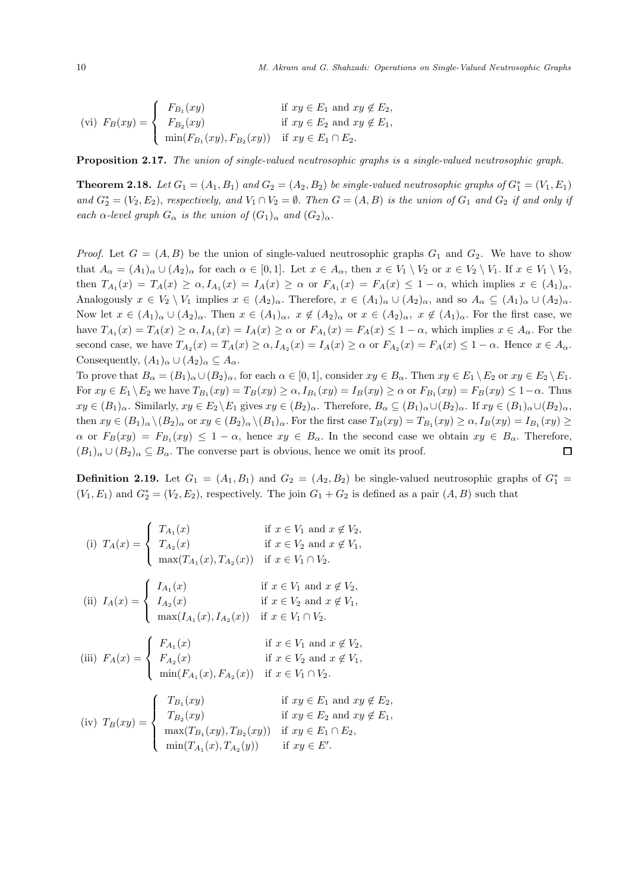$$\text{(vi)}\ F_B(xy) = \begin{cases} F_{B_1}(xy) & \text{if } xy \in E_1 \text{ and } xy \notin E_2, \\ F_{B_2}(xy) & \text{if } xy \in E_2 \text{ and } xy \notin E_1, \\ \min(F_{B_1}(xy), F_{B_2}(xy)) & \text{if } xy \in E_1 \cap E_2. \end{cases}$$

**Proposition 2.17.** *The union of single-valued neutrosophic graphs is a single-valued neutrosophic graph.*

**Theorem 2.18.** *Let $G_1 = (A_1, B_1)$ and $G_2 = (A_2, B_2)$ be single-valued neutrosophic graphs of $G_1^* = (V_1, E_1)$ and $G_2^* = (V_2, E_2)$, respectively, and $V_1 \cap V_2 = \emptyset$. Then $G = (A, B)$ is the union of $G_1$ and $G_2$ if and only if each $\alpha$-level graph $G_\alpha$ is the union of $(G_1)_\alpha$ and $(G_2)_\alpha$.*

*Proof.* Let $G = (A, B)$ be the union of single-valued neutrosophic graphs $G_1$ and $G_2$. We have to show that $A_\alpha = (A_1)_\alpha \cup (A_2)_\alpha$ for each $\alpha \in [0, 1]$. Let $x \in A_\alpha$, then $x \in V_1 \setminus V_2$ or $x \in V_2 \setminus V_1$. If $x \in V_1 \setminus V_2$, then $T_{A_1}(x) = T_A(x) \geq \alpha, I_{A_1}(x) = I_A(x) \geq \alpha$ or $F_{A_1}(x) = F_A(x) \leq 1 - \alpha$, which implies $x \in (A_1)_\alpha$. Analogously $x \in V_2 \setminus V_1$ implies $x \in (A_2)_\alpha$. Therefore, $x \in (A_1)_\alpha \cup (A_2)_\alpha$, and so $A_\alpha \subseteq (A_1)_\alpha \cup (A_2)_\alpha$. Now let $x \in (A_1)_\alpha \cup (A_2)_\alpha$. Then $x \in (A_1)_\alpha,\ x \notin (A_2)_\alpha$ or $x \in (A_2)_\alpha,\ x \notin (A_1)_\alpha$. For the first case, we have $T_{A_1}(x) = T_A(x) \geq \alpha, I_{A_1}(x) = I_A(x) \geq \alpha$ or $F_{A_1}(x) = F_A(x) \leq 1 - \alpha$, which implies $x \in A_\alpha$. For the second case, we have $T_{A_2}(x) = T_A(x) \geq \alpha, I_{A_2}(x) = I_A(x) \geq \alpha$ or $F_{A_2}(x) = F_A(x) \leq 1 - \alpha$. Hence $x \in A_\alpha$. Consequently, $(A_1)_\alpha \cup (A_2)_\alpha \subseteq A_\alpha$.

To prove that $B_\alpha = (B_1)_\alpha \cup (B_2)_\alpha$, for each $\alpha \in [0, 1]$, consider $xy \in B_\alpha$. Then $xy \in E_1 \setminus E_2$ or $xy \in E_2 \setminus E_1$. For $xy \in E_1 \setminus E_2$ we have $T_{B_1}(xy) = T_B(xy) \geq \alpha, I_{B_1}(xy) = I_B(xy) \geq \alpha$ or $F_{B_1}(xy) = F_B(xy) \leq 1 - \alpha$. Thus $xy \in (B_1)_\alpha$. Similarly, $xy \in E_2 \setminus E_1$ gives $xy \in (B_2)_\alpha$. Therefore, $B_\alpha \subseteq (B_1)_\alpha \cup (B_2)_\alpha$. If $xy \in (B_1)_\alpha \cup (B_2)_\alpha$, then $xy \in (B_1)_\alpha \setminus (B_2)_\alpha$ or $xy \in (B_2)_\alpha \setminus (B_1)_\alpha$. For the first case $T_B(xy) = T_{B_1}(xy) \geq \alpha, I_B(xy) = I_{B_1}(xy) \geq \alpha$ or $F_B(xy) = F_{B_1}(xy) \leq 1 - \alpha$, hence $xy \in B_\alpha$. In the second case we obtain $xy \in B_\alpha$. Therefore, $(B_1)_\alpha \cup (B_2)_\alpha \subseteq B_\alpha$. The converse part is obvious, hence we omit its proof. $\square$

**Definition 2.19.** Let $G_1 = (A_1, B_1)$ and $G_2 = (A_2, B_2)$ be single-valued neutrosophic graphs of $G_1^* = (V_1, E_1)$ and $G_2^* = (V_2, E_2)$, respectively. The join $G_1 + G_2$ is defined as a pair $(A, B)$ such that

$$\text{(i)}\ T_A(x) = \begin{cases} T_{A_1}(x) & \text{if } x \in V_1 \text{ and } x \notin V_2, \\ T_{A_2}(x) & \text{if } x \in V_2 \text{ and } x \notin V_1, \\ \max(T_{A_1}(x), T_{A_2}(x)) & \text{if } x \in V_1 \cap V_2. \end{cases}$$

$$\text{(ii)}\ I_A(x) = \begin{cases} I_{A_1}(x) & \text{if } x \in V_1 \text{ and } x \notin V_2, \\ I_{A_2}(x) & \text{if } x \in V_2 \text{ and } x \notin V_1, \\ \max(I_{A_1}(x), I_{A_2}(x)) & \text{if } x \in V_1 \cap V_2. \end{cases}$$

$$\text{(iii)}\ F_A(x) = \begin{cases} F_{A_1}(x) & \text{if } x \in V_1 \text{ and } x \notin V_2, \\ F_{A_2}(x) & \text{if } x \in V_2 \text{ and } x \notin V_1, \\ \min(F_{A_1}(x), F_{A_2}(x)) & \text{if } x \in V_1 \cap V_2. \end{cases}$$

$$\text{(iv)}\ T_B(xy) = \begin{cases} T_{B_1}(xy) & \text{if } xy \in E_1 \text{ and } xy \notin E_2, \\ T_{B_2}(xy) & \text{if } xy \in E_2 \text{ and } xy \notin E_1, \\ \max(T_{B_1}(xy), T_{B_2}(xy)) & \text{if } xy \in E_1 \cap E_2, \\ \min(T_{A_1}(x), T_{A_2}(y)) & \text{if } xy \in E'. \end{cases}$$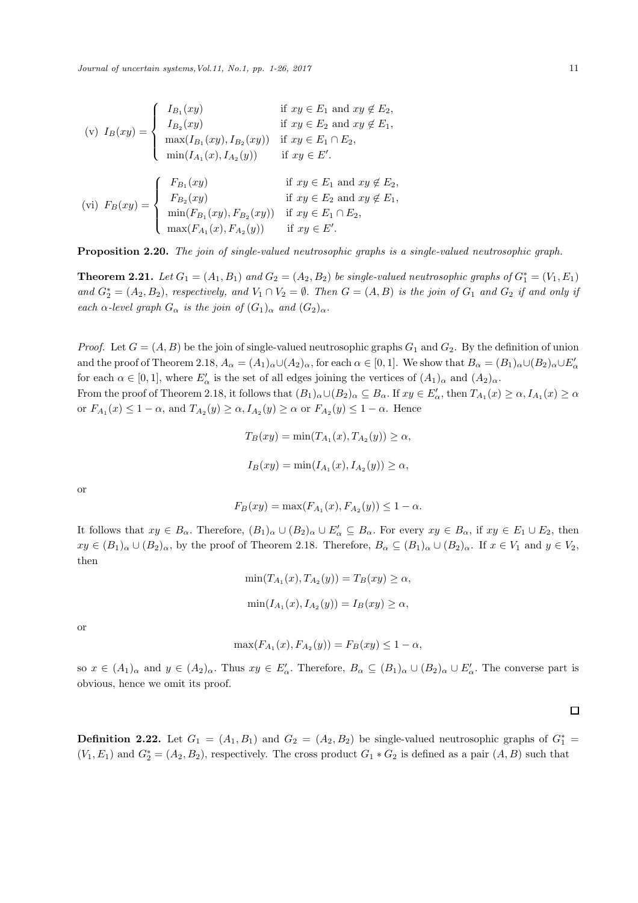(v) $I_B(xy) = \begin{cases} I_{B_1}(xy) & \text{if } xy \in E_1 \text{ and } xy \notin E_2, \\ I_{B_2}(xy) & \text{if } xy \in E_2 \text{ and } xy \notin E_1, \\ \max(I_{B_1}(xy), I_{B_2}(xy)) & \text{if } xy \in E_1 \cap E_2, \\ \min(I_{A_1}(x), I_{A_2}(y)) & \text{if } xy \in E'. \end{cases}$

(vi) $F_B(xy) = \begin{cases} F_{B_1}(xy) & \text{if } xy \in E_1 \text{ and } xy \notin E_2, \\ F_{B_2}(xy) & \text{if } xy \in E_2 \text{ and } xy \notin E_1, \\ \min(F_{B_1}(xy), F_{B_2}(xy)) & \text{if } xy \in E_1 \cap E_2, \\ \max(F_{A_1}(x), F_{A_2}(y)) & \text{if } xy \in E'. \end{cases}$

**Proposition 2.20.** *The join of single-valued neutrosophic graphs is a single-valued neutrosophic graph.*

**Theorem 2.21.** *Let $G_1 = (A_1, B_1)$ and $G_2 = (A_2, B_2)$ be single-valued neutrosophic graphs of $G_1^* = (V_1, E_1)$ and $G_2^* = (A_2, B_2)$, respectively, and $V_1 \cap V_2 = \emptyset$. Then $G = (A, B)$ is the join of $G_1$ and $G_2$ if and only if each $\alpha$-level graph $G_\alpha$ is the join of $(G_1)_\alpha$ and $(G_2)_\alpha$.*

*Proof.* Let $G = (A, B)$ be the join of single-valued neutrosophic graphs $G_1$ and $G_2$. By the definition of union and the proof of Theorem 2.18, $A_\alpha = (A_1)_\alpha \cup (A_2)_\alpha$, for each $\alpha \in [0, 1]$. We show that $B_\alpha = (B_1)_\alpha \cup (B_2)_\alpha \cup E'_\alpha$ for each $\alpha \in [0, 1]$, where $E'_\alpha$ is the set of all edges joining the vertices of $(A_1)_\alpha$ and $(A_2)_\alpha$.
From the proof of Theorem 2.18, it follows that $(B_1)_\alpha \cup (B_2)_\alpha \subseteq B_\alpha$. If $xy \in E'_\alpha$, then $T_{A_1}(x) \geq \alpha, I_{A_1}(x) \geq \alpha$ or $F_{A_1}(x) \leq 1 - \alpha$, and $T_{A_2}(y) \geq \alpha, I_{A_2}(y) \geq \alpha$ or $F_{A_2}(y) \leq 1 - \alpha$. Hence

$$T_B(xy) = \min(T_{A_1}(x), T_{A_2}(y)) \geq \alpha,$$

$$I_B(xy) = \min(I_{A_1}(x), I_{A_2}(y)) \geq \alpha,$$

or

$$F_B(xy) = \max(F_{A_1}(x), F_{A_2}(y)) \leq 1 - \alpha.$$

It follows that $xy \in B_\alpha$. Therefore, $(B_1)_\alpha \cup (B_2)_\alpha \cup E'_\alpha \subseteq B_\alpha$. For every $xy \in B_\alpha$, if $xy \in E_1 \cup E_2$, then $xy \in (B_1)_\alpha \cup (B_2)_\alpha$, by the proof of Theorem 2.18. Therefore, $B_\alpha \subseteq (B_1)_\alpha \cup (B_2)_\alpha$. If $x \in V_1$ and $y \in V_2$, then

$$\min(T_{A_1}(x), T_{A_2}(y)) = T_B(xy) \geq \alpha,$$

$$\min(I_{A_1}(x), I_{A_2}(y)) = I_B(xy) \geq \alpha,$$

or

$$\max(F_{A_1}(x), F_{A_2}(y)) = F_B(xy) \leq 1 - \alpha,$$

so $x \in (A_1)_\alpha$ and $y \in (A_2)_\alpha$. Thus $xy \in E'_\alpha$. Therefore, $B_\alpha \subseteq (B_1)_\alpha \cup (B_2)_\alpha \cup E'_\alpha$. The converse part is obvious, hence we omit its proof.

□

**Definition 2.22.** Let $G_1 = (A_1, B_1)$ and $G_2 = (A_2, B_2)$ be single-valued neutrosophic graphs of $G_1^* = (V_1, E_1)$ and $G_2^* = (A_2, B_2)$, respectively. The cross product $G_1 * G_2$ is defined as a pair $(A, B)$ such that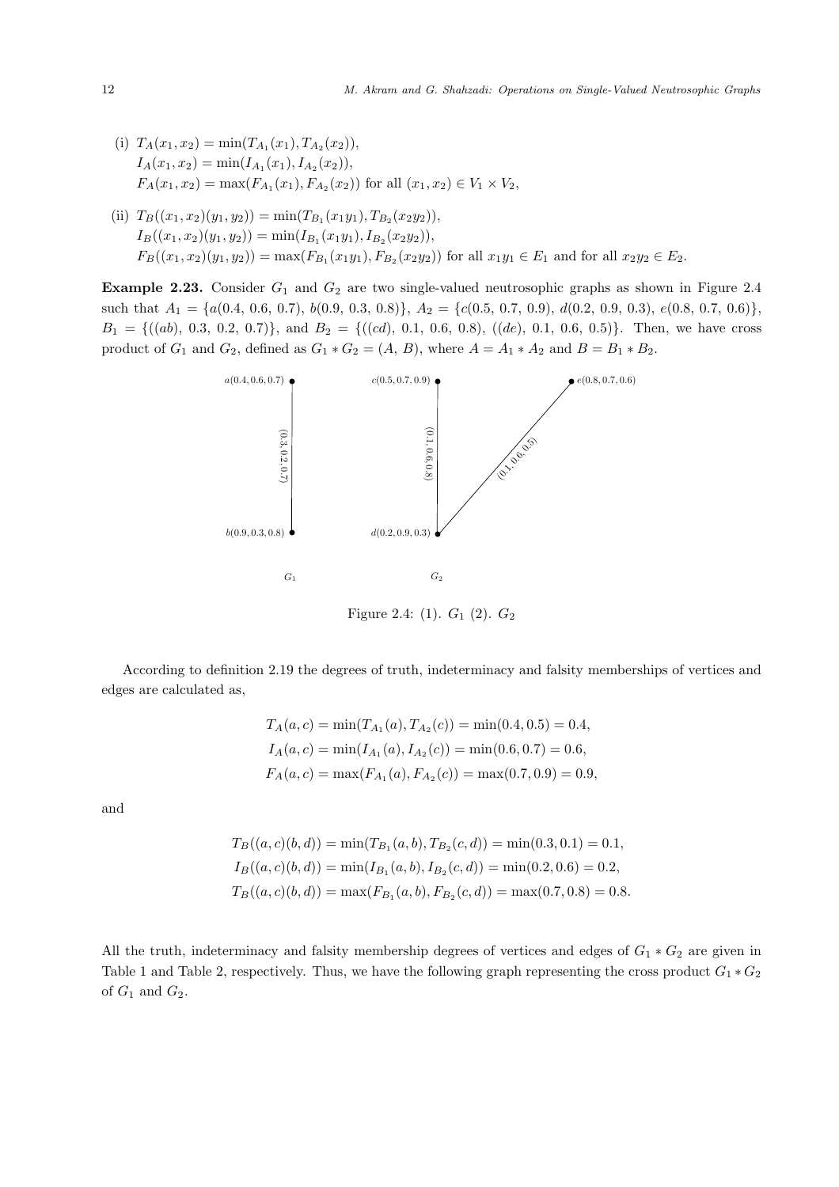(i) $T_A(x_1, x_2) = \min(T_{A_1}(x_1), T_{A_2}(x_2))$,
$I_A(x_1, x_2) = \min(I_{A_1}(x_1), I_{A_2}(x_2))$,
$F_A(x_1, x_2) = \max(F_{A_1}(x_1), F_{A_2}(x_2))$ for all $(x_1, x_2) \in V_1 \times V_2$,

(ii) $T_B((x_1, x_2)(y_1, y_2)) = \min(T_{B_1}(x_1y_1), T_{B_2}(x_2y_2))$,
$I_B((x_1, x_2)(y_1, y_2)) = \min(I_{B_1}(x_1y_1), I_{B_2}(x_2y_2))$,
$F_B((x_1, x_2)(y_1, y_2)) = \max(F_{B_1}(x_1y_1), F_{B_2}(x_2y_2))$ for all $x_1y_1 \in E_1$ and for all $x_2y_2 \in E_2$.

**Example 2.23.** Consider $G_1$ and $G_2$ are two single-valued neutrosophic graphs as shown in Figure 2.4 such that $A_1 = \{a(0.4, 0.6, 0.7), b(0.9, 0.3, 0.8)\}$, $A_2 = \{c(0.5, 0.7, 0.9), d(0.2, 0.9, 0.3), e(0.8, 0.7, 0.6)\}$, $B_1 = \{((ab), 0.3, 0.2, 0.7)\}$, and $B_2 = \{((cd), 0.1, 0.6, 0.8), ((de), 0.1, 0.6, 0.5)\}$. Then, we have cross product of $G_1$ and $G_2$, defined as $G_1 * G_2 = (A, B)$, where $A = A_1 * A_2$ and $B = B_1 * B_2$.

Figure 2.4: (1). $G_1$ (2). $G_2$

According to definition 2.19 the degrees of truth, indeterminacy and falsity memberships of vertices and edges are calculated as,

$$T_A(a, c) = \min(T_{A_1}(a), T_{A_2}(c)) = \min(0.4, 0.5) = 0.4,$$
$$I_A(a, c) = \min(I_{A_1}(a), I_{A_2}(c)) = \min(0.6, 0.7) = 0.6,$$
$$F_A(a, c) = \max(F_{A_1}(a), F_{A_2}(c)) = \max(0.7, 0.9) = 0.9,$$

and

$$T_B((a, c)(b, d)) = \min(T_{B_1}(a, b), T_{B_2}(c, d)) = \min(0.3, 0.1) = 0.1,$$
$$I_B((a, c)(b, d)) = \min(I_{B_1}(a, b), I_{B_2}(c, d)) = \min(0.2, 0.6) = 0.2,$$
$$T_B((a, c)(b, d)) = \max(F_{B_1}(a, b), F_{B_2}(c, d)) = \max(0.7, 0.8) = 0.8.$$

All the truth, indeterminacy and falsity membership degrees of vertices and edges of $G_1 * G_2$ are given in Table 1 and Table 2, respectively. Thus, we have the following graph representing the cross product $G_1 * G_2$ of $G_1$ and $G_2$.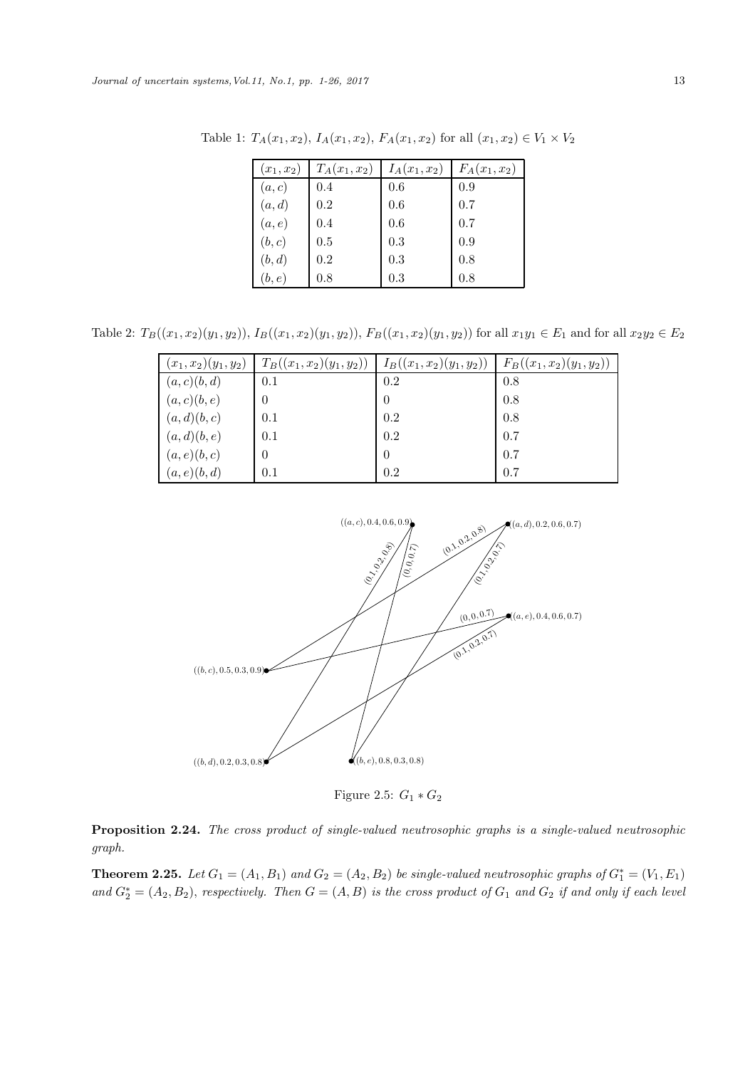Table 1: $T_A(x_1, x_2)$, $I_A(x_1, x_2)$, $F_A(x_1, x_2)$ for all $(x_1, x_2) \in V_1 \times V_2$

| $(x_1, x_2)$ | $T_A(x_1, x_2)$ | $I_A(x_1, x_2)$ | $F_A(x_1, x_2)$ |
|---|---|---|---|
| $(a, c)$ | 0.4 | 0.6 | 0.9 |
| $(a, d)$ | 0.2 | 0.6 | 0.7 |
| $(a, e)$ | 0.4 | 0.6 | 0.7 |
| $(b, c)$ | 0.5 | 0.3 | 0.9 |
| $(b, d)$ | 0.2 | 0.3 | 0.8 |
| $(b, e)$ | 0.8 | 0.3 | 0.8 |

Table 2: $T_B((x_1, x_2)(y_1, y_2))$, $I_B((x_1, x_2)(y_1, y_2))$, $F_B((x_1, x_2)(y_1, y_2))$ for all $x_1y_1 \in E_1$ and for all $x_2y_2 \in E_2$

| $(x_1, x_2)(y_1, y_2)$ | $T_B((x_1, x_2)(y_1, y_2))$ | $I_B((x_1, x_2)(y_1, y_2))$ | $F_B((x_1, x_2)(y_1, y_2))$ |
|---|---|---|---|
| $(a, c)(b, d)$ | 0.1 | 0.2 | 0.8 |
| $(a, c)(b, e)$ | 0 | 0 | 0.8 |
| $(a, d)(b, c)$ | 0.1 | 0.2 | 0.8 |
| $(a, d)(b, e)$ | 0.1 | 0.2 | 0.7 |
| $(a, e)(b, c)$ | 0 | 0 | 0.7 |
| $(a, e)(b, d)$ | 0.1 | 0.2 | 0.7 |

Figure 2.5: $G_1 * G_2$

**Proposition 2.24.** *The cross product of single-valued neutrosophic graphs is a single-valued neutrosophic graph.*

**Theorem 2.25.** *Let $G_1 = (A_1, B_1)$ and $G_2 = (A_2, B_2)$ be single-valued neutrosophic graphs of $G_1^* = (V_1, E_1)$ and $G_2^* = (A_2, B_2)$, respectively. Then $G = (A, B)$ is the cross product of $G_1$ and $G_2$ if and only if each level*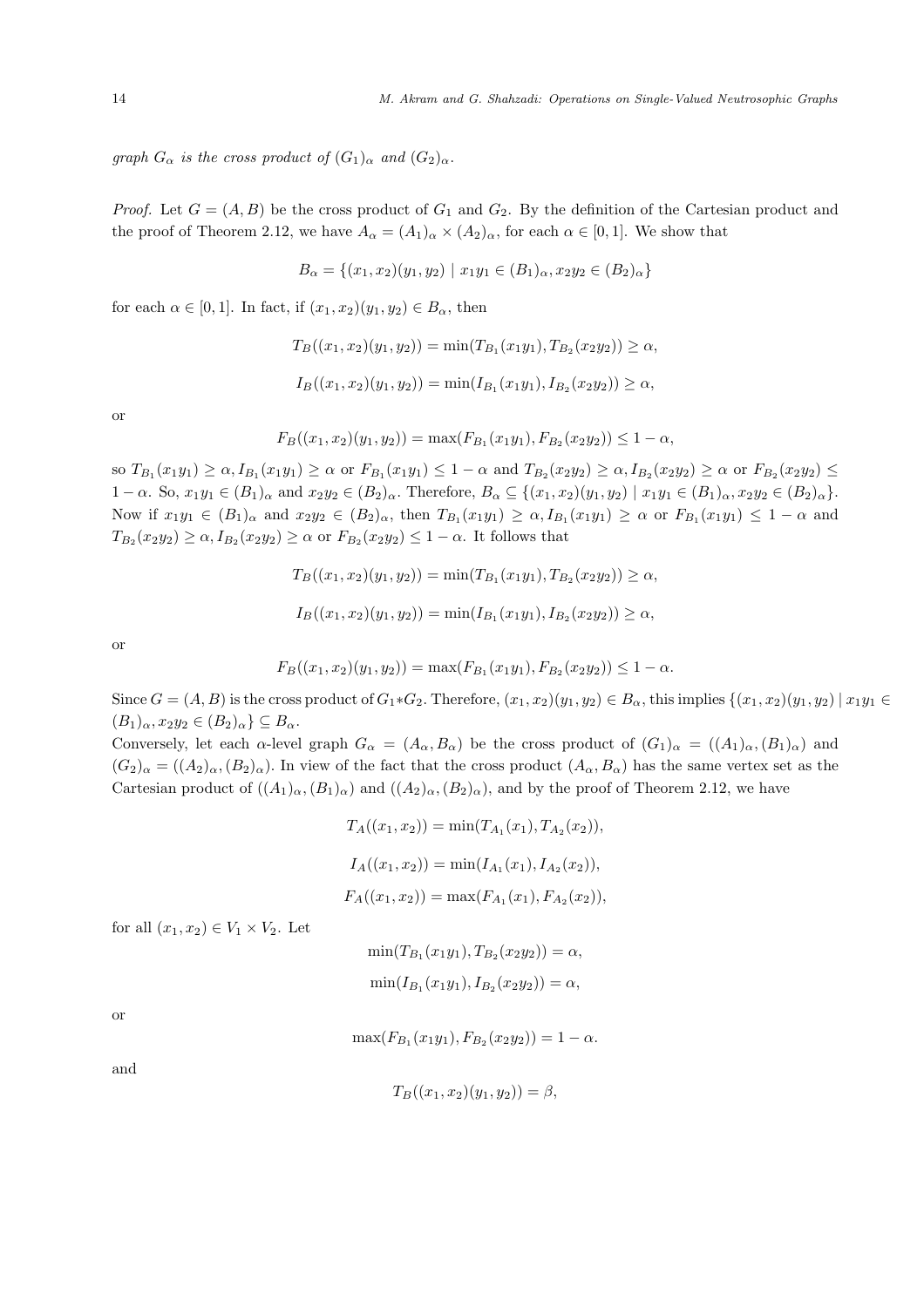*graph $G_\alpha$ is the cross product of $(G_1)_\alpha$ and $(G_2)_\alpha$.*

*Proof.* Let $G = (A, B)$ be the cross product of $G_1$ and $G_2$. By the definition of the Cartesian product and the proof of Theorem 2.12, we have $A_\alpha = (A_1)_\alpha \times (A_2)_\alpha$, for each $\alpha \in [0, 1]$. We show that

$$B_\alpha = \{(x_1, x_2)(y_1, y_2) \mid x_1y_1 \in (B_1)_\alpha, x_2y_2 \in (B_2)_\alpha\}$$

for each $\alpha \in [0, 1]$. In fact, if $(x_1, x_2)(y_1, y_2) \in B_\alpha$, then

$$T_B((x_1, x_2)(y_1, y_2)) = \min(T_{B_1}(x_1y_1), T_{B_2}(x_2y_2)) \geq \alpha,$$

$$I_B((x_1, x_2)(y_1, y_2)) = \min(I_{B_1}(x_1y_1), I_{B_2}(x_2y_2)) \geq \alpha,$$

or

$$F_B((x_1, x_2)(y_1, y_2)) = \max(F_{B_1}(x_1y_1), F_{B_2}(x_2y_2)) \leq 1 - \alpha,$$

so $T_{B_1}(x_1y_1) \geq \alpha, I_{B_1}(x_1y_1) \geq \alpha$ or $F_{B_1}(x_1y_1) \leq 1 - \alpha$ and $T_{B_2}(x_2y_2) \geq \alpha, I_{B_2}(x_2y_2) \geq \alpha$ or $F_{B_2}(x_2y_2) \leq 1 - \alpha$. So, $x_1y_1 \in (B_1)_\alpha$ and $x_2y_2 \in (B_2)_\alpha$. Therefore, $B_\alpha \subseteq \{(x_1, x_2)(y_1, y_2) \mid x_1y_1 \in (B_1)_\alpha, x_2y_2 \in (B_2)_\alpha\}$. Now if $x_1y_1 \in (B_1)_\alpha$ and $x_2y_2 \in (B_2)_\alpha$, then $T_{B_1}(x_1y_1) \geq \alpha, I_{B_1}(x_1y_1) \geq \alpha$ or $F_{B_1}(x_1y_1) \leq 1 - \alpha$ and $T_{B_2}(x_2y_2) \geq \alpha, I_{B_2}(x_2y_2) \geq \alpha$ or $F_{B_2}(x_2y_2) \leq 1 - \alpha$. It follows that

$$T_B((x_1, x_2)(y_1, y_2)) = \min(T_{B_1}(x_1y_1), T_{B_2}(x_2y_2)) \geq \alpha,$$

$$I_B((x_1, x_2)(y_1, y_2)) = \min(I_{B_1}(x_1y_1), I_{B_2}(x_2y_2)) \geq \alpha,$$

or

$$F_B((x_1, x_2)(y_1, y_2)) = \max(F_{B_1}(x_1y_1), F_{B_2}(x_2y_2)) \leq 1 - \alpha.$$

Since $G = (A, B)$ is the cross product of $G_1 * G_2$. Therefore, $(x_1, x_2)(y_1, y_2) \in B_\alpha$, this implies $\{(x_1, x_2)(y_1, y_2) \mid x_1y_1 \in (B_1)_\alpha, x_2y_2 \in (B_2)_\alpha\} \subseteq B_\alpha$.

Conversely, let each $\alpha$-level graph $G_\alpha = (A_\alpha, B_\alpha)$ be the cross product of $(G_1)_\alpha = ((A_1)_\alpha, (B_1)_\alpha)$ and $(G_2)_\alpha = ((A_2)_\alpha, (B_2)_\alpha)$. In view of the fact that the cross product $(A_\alpha, B_\alpha)$ has the same vertex set as the Cartesian product of $((A_1)_\alpha, (B_1)_\alpha)$ and $((A_2)_\alpha, (B_2)_\alpha)$, and by the proof of Theorem 2.12, we have

$$T_A((x_1, x_2)) = \min(T_{A_1}(x_1), T_{A_2}(x_2)),$$

$$I_A((x_1, x_2)) = \min(I_{A_1}(x_1), I_{A_2}(x_2)),$$

$$F_A((x_1, x_2)) = \max(F_{A_1}(x_1), F_{A_2}(x_2)),$$

for all $(x_1, x_2) \in V_1 \times V_2$. Let

$$\min(T_{B_1}(x_1y_1), T_{B_2}(x_2y_2)) = \alpha,$$

$$\min(I_{B_1}(x_1y_1), I_{B_2}(x_2y_2)) = \alpha,$$

or

$$\max(F_{B_1}(x_1y_1), F_{B_2}(x_2y_2)) = 1 - \alpha.$$

and

$$T_B((x_1, x_2)(y_1, y_2)) = \beta,$$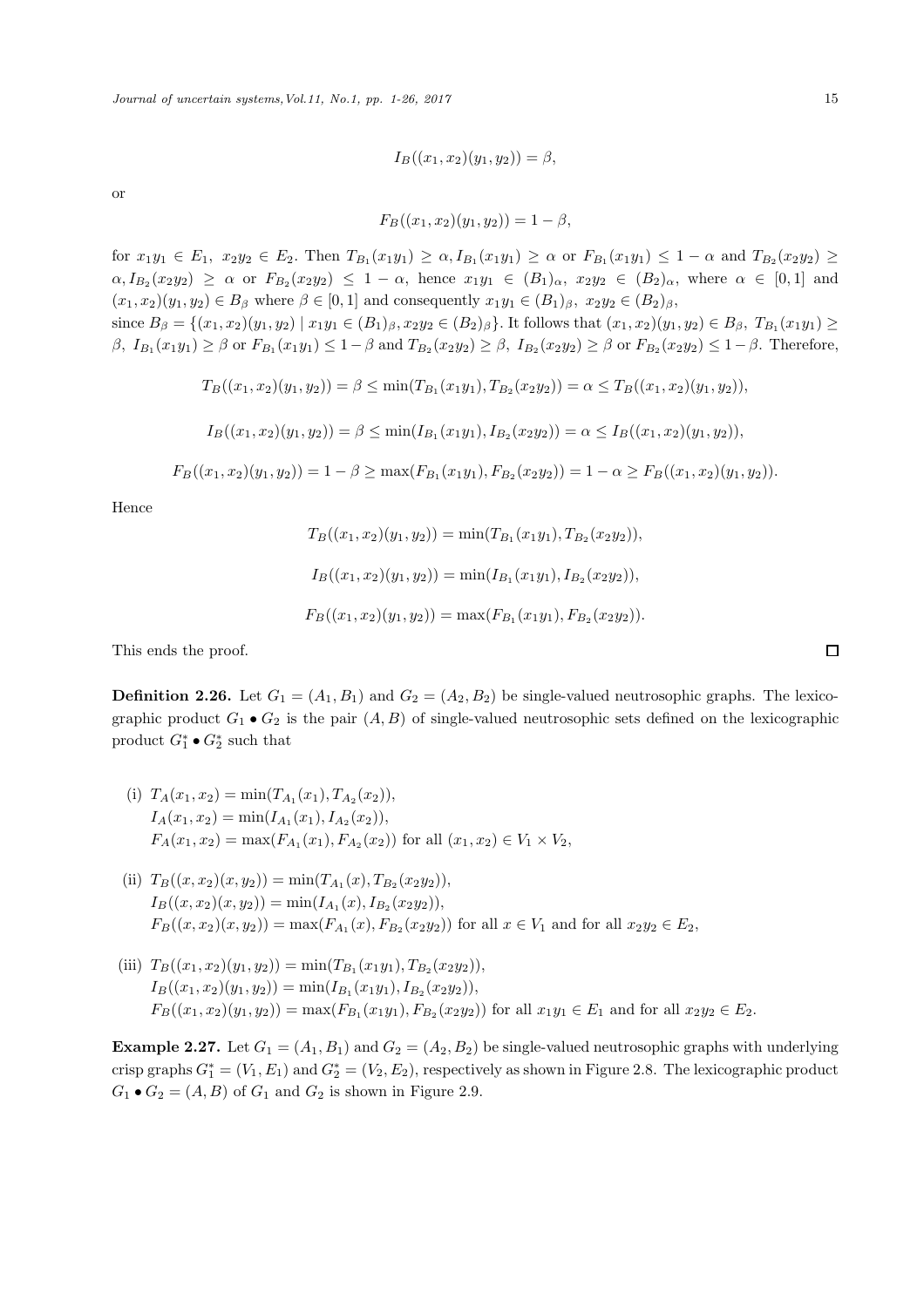$$I_B((x_1, x_2)(y_1, y_2)) = \beta,$$

or

$$F_B((x_1, x_2)(y_1, y_2)) = 1 - \beta,$$

for $x_1y_1 \in E_1,\ x_2y_2 \in E_2$. Then $T_{B_1}(x_1y_1) \geq \alpha, I_{B_1}(x_1y_1) \geq \alpha$ or $F_{B_1}(x_1y_1) \leq 1 - \alpha$ and $T_{B_2}(x_2y_2) \geq \alpha, I_{B_2}(x_2y_2) \geq \alpha$ or $F_{B_2}(x_2y_2) \leq 1 - \alpha$, hence $x_1y_1 \in (B_1)_\alpha,\ x_2y_2 \in (B_2)_\alpha$, where $\alpha \in [0,1]$ and $(x_1, x_2)(y_1, y_2) \in B_\beta$ where $\beta \in [0,1]$ and consequently $x_1y_1 \in (B_1)_\beta,\ x_2y_2 \in (B_2)_\beta$, since $B_\beta = \{(x_1, x_2)(y_1, y_2) \mid x_1y_1 \in (B_1)_\beta, x_2y_2 \in (B_2)_\beta\}$. It follows that $(x_1, x_2)(y_1, y_2) \in B_\beta,\ T_{B_1}(x_1y_1) \geq \beta,\ I_{B_1}(x_1y_1) \geq \beta$ or $F_{B_1}(x_1y_1) \leq 1 - \beta$ and $T_{B_2}(x_2y_2) \geq \beta,\ I_{B_2}(x_2y_2) \geq \beta$ or $F_{B_2}(x_2y_2) \leq 1 - \beta$. Therefore,

$$T_B((x_1, x_2)(y_1, y_2)) = \beta \leq \min(T_{B_1}(x_1y_1), T_{B_2}(x_2y_2)) = \alpha \leq T_B((x_1, x_2)(y_1, y_2)),$$

$$I_B((x_1, x_2)(y_1, y_2)) = \beta \leq \min(I_{B_1}(x_1y_1), I_{B_2}(x_2y_2)) = \alpha \leq I_B((x_1, x_2)(y_1, y_2)),$$

$$F_B((x_1, x_2)(y_1, y_2)) = 1 - \beta \geq \max(F_{B_1}(x_1y_1), F_{B_2}(x_2y_2)) = 1 - \alpha \geq F_B((x_1, x_2)(y_1, y_2)).$$

Hence

$$T_B((x_1, x_2)(y_1, y_2)) = \min(T_{B_1}(x_1y_1), T_{B_2}(x_2y_2)),$$

$$I_B((x_1, x_2)(y_1, y_2)) = \min(I_{B_1}(x_1y_1), I_{B_2}(x_2y_2)),$$

$$F_B((x_1, x_2)(y_1, y_2)) = \max(F_{B_1}(x_1y_1), F_{B_2}(x_2y_2)).$$

This ends the proof. □

**Definition 2.26.** Let $G_1 = (A_1, B_1)$ and $G_2 = (A_2, B_2)$ be single-valued neutrosophic graphs. The lexicographic product $G_1 \bullet G_2$ is the pair $(A, B)$ of single-valued neutrosophic sets defined on the lexicographic product $G_1^* \bullet G_2^*$ such that

(i) $T_A(x_1, x_2) = \min(T_{A_1}(x_1), T_{A_2}(x_2))$,
$I_A(x_1, x_2) = \min(I_{A_1}(x_1), I_{A_2}(x_2))$,
$F_A(x_1, x_2) = \max(F_{A_1}(x_1), F_{A_2}(x_2))$ for all $(x_1, x_2) \in V_1 \times V_2$,

(ii) $T_B((x, x_2)(x, y_2)) = \min(T_{A_1}(x), T_{B_2}(x_2y_2))$,
$I_B((x, x_2)(x, y_2)) = \min(I_{A_1}(x), I_{B_2}(x_2y_2))$,
$F_B((x, x_2)(x, y_2)) = \max(F_{A_1}(x), F_{B_2}(x_2y_2))$ for all $x \in V_1$ and for all $x_2y_2 \in E_2$,

(iii) $T_B((x_1, x_2)(y_1, y_2)) = \min(T_{B_1}(x_1y_1), T_{B_2}(x_2y_2))$,
$I_B((x_1, x_2)(y_1, y_2)) = \min(I_{B_1}(x_1y_1), I_{B_2}(x_2y_2))$,
$F_B((x_1, x_2)(y_1, y_2)) = \max(F_{B_1}(x_1y_1), F_{B_2}(x_2y_2))$ for all $x_1y_1 \in E_1$ and for all $x_2y_2 \in E_2$.

**Example 2.27.** Let $G_1 = (A_1, B_1)$ and $G_2 = (A_2, B_2)$ be single-valued neutrosophic graphs with underlying crisp graphs $G_1^* = (V_1, E_1)$ and $G_2^* = (V_2, E_2)$, respectively as shown in Figure 2.8. The lexicographic product $G_1 \bullet G_2 = (A, B)$ of $G_1$ and $G_2$ is shown in Figure 2.9.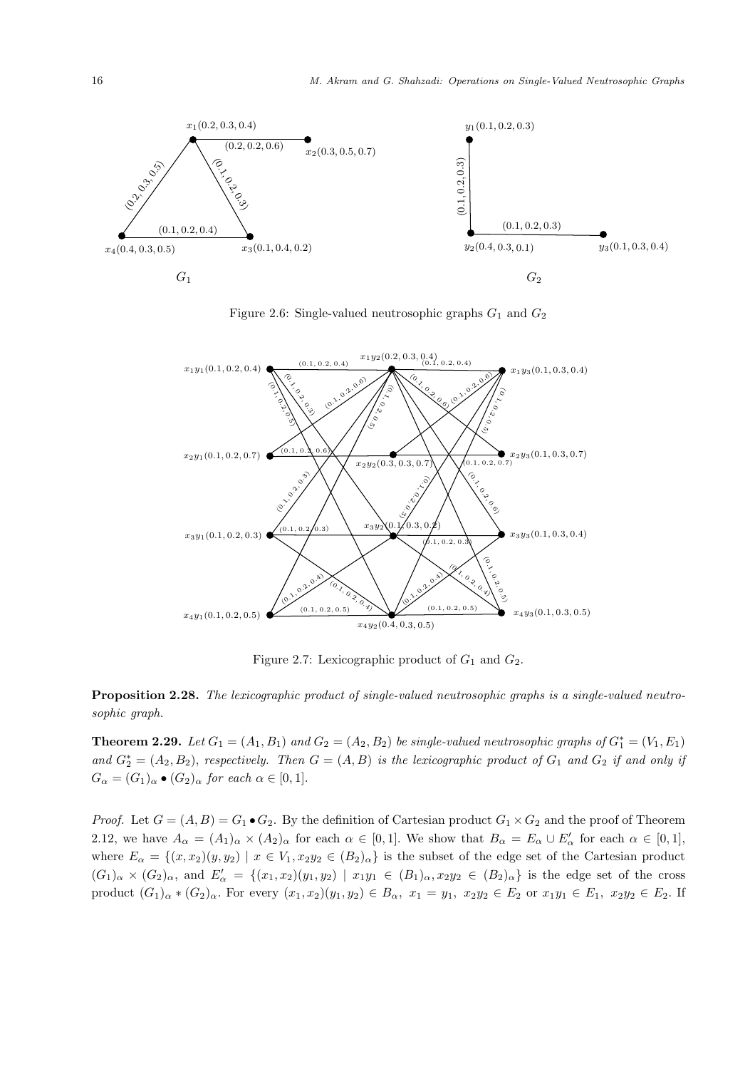Figure 2.6: Single-valued neutrosophic graphs $G_1$ and $G_2$

Figure 2.7: Lexicographic product of $G_1$ and $G_2$.

**Proposition 2.28.** *The lexicographic product of single-valued neutrosophic graphs is a single-valued neutrosophic graph.*

**Theorem 2.29.** *Let $G_1 = (A_1, B_1)$ and $G_2 = (A_2, B_2)$ be single-valued neutrosophic graphs of $G_1^* = (V_1, E_1)$ and $G_2^* = (A_2, B_2)$, respectively. Then $G = (A, B)$ is the lexicographic product of $G_1$ and $G_2$ if and only if $G_\alpha = (G_1)_\alpha \bullet (G_2)_\alpha$ for each $\alpha \in [0, 1]$.*

*Proof.* Let $G = (A, B) = G_1 \bullet G_2$. By the definition of Cartesian product $G_1 \times G_2$ and the proof of Theorem 2.12, we have $A_\alpha = (A_1)_\alpha \times (A_2)_\alpha$ for each $\alpha \in [0, 1]$. We show that $B_\alpha = E_\alpha \cup E'_\alpha$ for each $\alpha \in [0, 1]$, where $E_\alpha = \{(x, x_2)(y, y_2) \mid x \in V_1, x_2y_2 \in (B_2)_\alpha\}$ is the subset of the edge set of the Cartesian product $(G_1)_\alpha \times (G_2)_\alpha$, and $E'_\alpha = \{(x_1, x_2)(y_1, y_2) \mid x_1y_1 \in (B_1)_\alpha, x_2y_2 \in (B_2)_\alpha\}$ is the edge set of the cross product $(G_1)_\alpha * (G_2)_\alpha$. For every $(x_1, x_2)(y_1, y_2) \in B_\alpha$, $x_1 = y_1$, $x_2y_2 \in E_2$ or $x_1y_1 \in E_1$, $x_2y_2 \in E_2$. If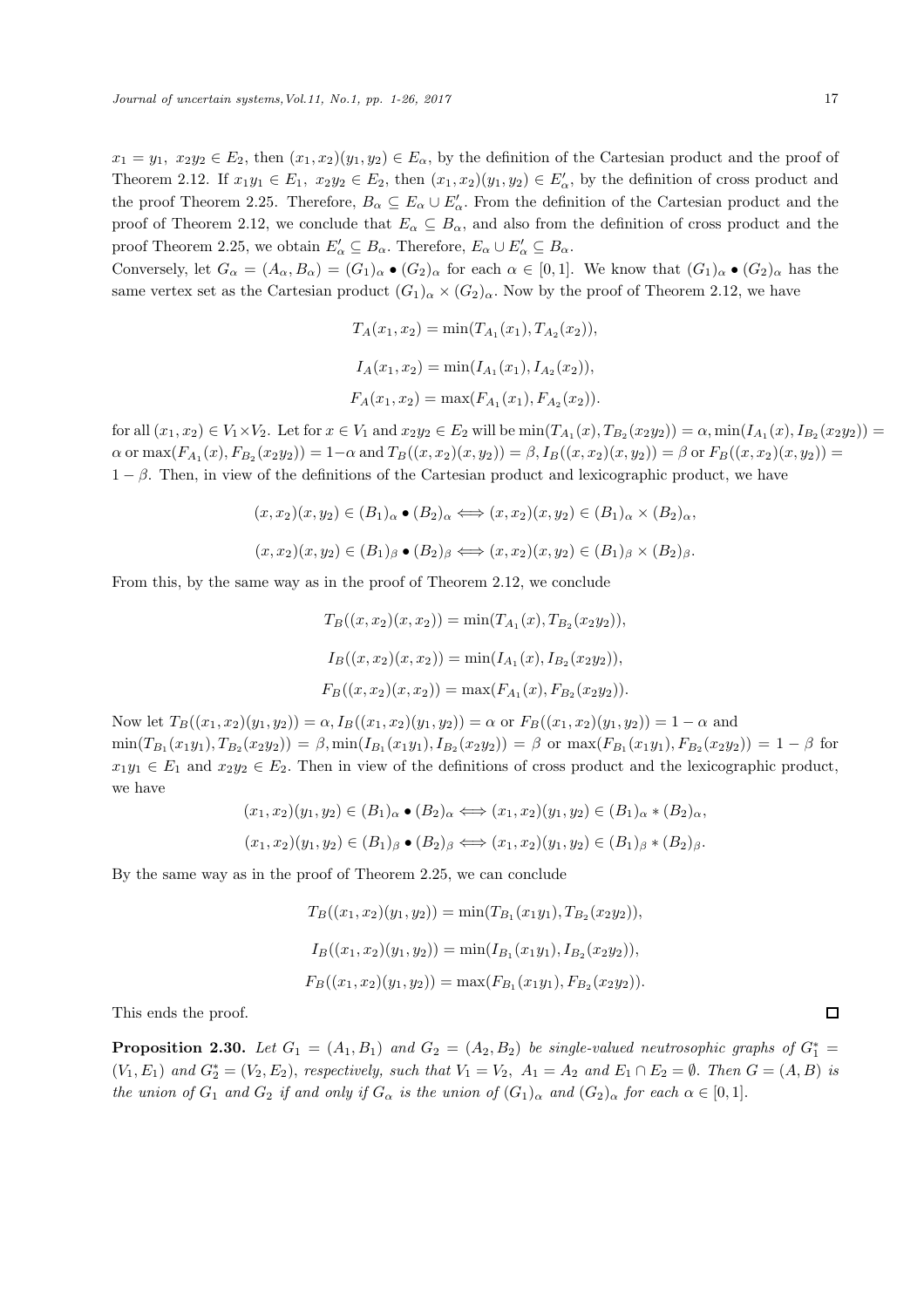$x_1 = y_1,\ x_2y_2 \in E_2$, then $(x_1, x_2)(y_1, y_2) \in E_\alpha$, by the definition of the Cartesian product and the proof of Theorem 2.12. If $x_1y_1 \in E_1,\ x_2y_2 \in E_2$, then $(x_1, x_2)(y_1, y_2) \in E'_\alpha$, by the definition of cross product and the proof Theorem 2.25. Therefore, $B_\alpha \subseteq E_\alpha \cup E'_\alpha$. From the definition of the Cartesian product and the proof of Theorem 2.12, we conclude that $E_\alpha \subseteq B_\alpha$, and also from the definition of cross product and the proof Theorem 2.25, we obtain $E'_\alpha \subseteq B_\alpha$. Therefore, $E_\alpha \cup E'_\alpha \subseteq B_\alpha$.

Conversely, let $G_\alpha = (A_\alpha, B_\alpha) = (G_1)_\alpha \bullet (G_2)_\alpha$ for each $\alpha \in [0, 1]$. We know that $(G_1)_\alpha \bullet (G_2)_\alpha$ has the same vertex set as the Cartesian product $(G_1)_\alpha \times (G_2)_\alpha$. Now by the proof of Theorem 2.12, we have

$$T_A(x_1, x_2) = \min(T_{A_1}(x_1), T_{A_2}(x_2)),$$

$$I_A(x_1, x_2) = \min(I_{A_1}(x_1), I_{A_2}(x_2)),$$

$$F_A(x_1, x_2) = \max(F_{A_1}(x_1), F_{A_2}(x_2)).$$

for all $(x_1, x_2) \in V_1 \times V_2$. Let for $x \in V_1$ and $x_2y_2 \in E_2$ will be $\min(T_{A_1}(x), T_{B_2}(x_2y_2)) = \alpha, \min(I_{A_1}(x), I_{B_2}(x_2y_2)) = \alpha$ or $\max(F_{A_1}(x), F_{B_2}(x_2y_2)) = 1-\alpha$ and $T_B((x, x_2)(x, y_2)) = \beta, I_B((x, x_2)(x, y_2)) = \beta$ or $F_B((x, x_2)(x, y_2)) = 1 - \beta$. Then, in view of the definitions of the Cartesian product and lexicographic product, we have

$$(x, x_2)(x, y_2) \in (B_1)_\alpha \bullet (B_2)_\alpha \Longleftrightarrow (x, x_2)(x, y_2) \in (B_1)_\alpha \times (B_2)_\alpha,$$

$$(x, x_2)(x, y_2) \in (B_1)_\beta \bullet (B_2)_\beta \Longleftrightarrow (x, x_2)(x, y_2) \in (B_1)_\beta \times (B_2)_\beta.$$

From this, by the same way as in the proof of Theorem 2.12, we conclude

$$T_B((x, x_2)(x, x_2)) = \min(T_{A_1}(x), T_{B_2}(x_2y_2)),$$

$$I_B((x, x_2)(x, x_2)) = \min(I_{A_1}(x), I_{B_2}(x_2y_2)),$$

$$F_B((x, x_2)(x, x_2)) = \max(F_{A_1}(x), F_{B_2}(x_2y_2)).$$

Now let $T_B((x_1, x_2)(y_1, y_2)) = \alpha, I_B((x_1, x_2)(y_1, y_2)) = \alpha$ or $F_B((x_1, x_2)(y_1, y_2)) = 1 - \alpha$ and $\min(T_{B_1}(x_1y_1), T_{B_2}(x_2y_2)) = \beta, \min(I_{B_1}(x_1y_1), I_{B_2}(x_2y_2)) = \beta$ or $\max(F_{B_1}(x_1y_1), F_{B_2}(x_2y_2)) = 1 - \beta$ for $x_1y_1 \in E_1$ and $x_2y_2 \in E_2$. Then in view of the definitions of cross product and the lexicographic product, we have

$$(x_1, x_2)(y_1, y_2) \in (B_1)_\alpha \bullet (B_2)_\alpha \Longleftrightarrow (x_1, x_2)(y_1, y_2) \in (B_1)_\alpha * (B_2)_\alpha,$$

$$(x_1, x_2)(y_1, y_2) \in (B_1)_\beta \bullet (B_2)_\beta \Longleftrightarrow (x_1, x_2)(y_1, y_2) \in (B_1)_\beta * (B_2)_\beta.$$

By the same way as in the proof of Theorem 2.25, we can conclude

$$T_B((x_1, x_2)(y_1, y_2)) = \min(T_{B_1}(x_1y_1), T_{B_2}(x_2y_2)),$$

$$I_B((x_1, x_2)(y_1, y_2)) = \min(I_{B_1}(x_1y_1), I_{B_2}(x_2y_2)),$$

$$F_B((x_1, x_2)(y_1, y_2)) = \max(F_{B_1}(x_1y_1), F_{B_2}(x_2y_2)).$$

This ends the proof. □

**Proposition 2.30.** *Let $G_1 = (A_1, B_1)$ and $G_2 = (A_2, B_2)$ be single-valued neutrosophic graphs of $G_1^* = (V_1, E_1)$ and $G_2^* = (V_2, E_2)$, respectively, such that $V_1 = V_2,\ A_1 = A_2$ and $E_1 \cap E_2 = \emptyset$. Then $G = (A, B)$ is the union of $G_1$ and $G_2$ if and only if $G_\alpha$ is the union of $(G_1)_\alpha$ and $(G_2)_\alpha$ for each $\alpha \in [0, 1]$.*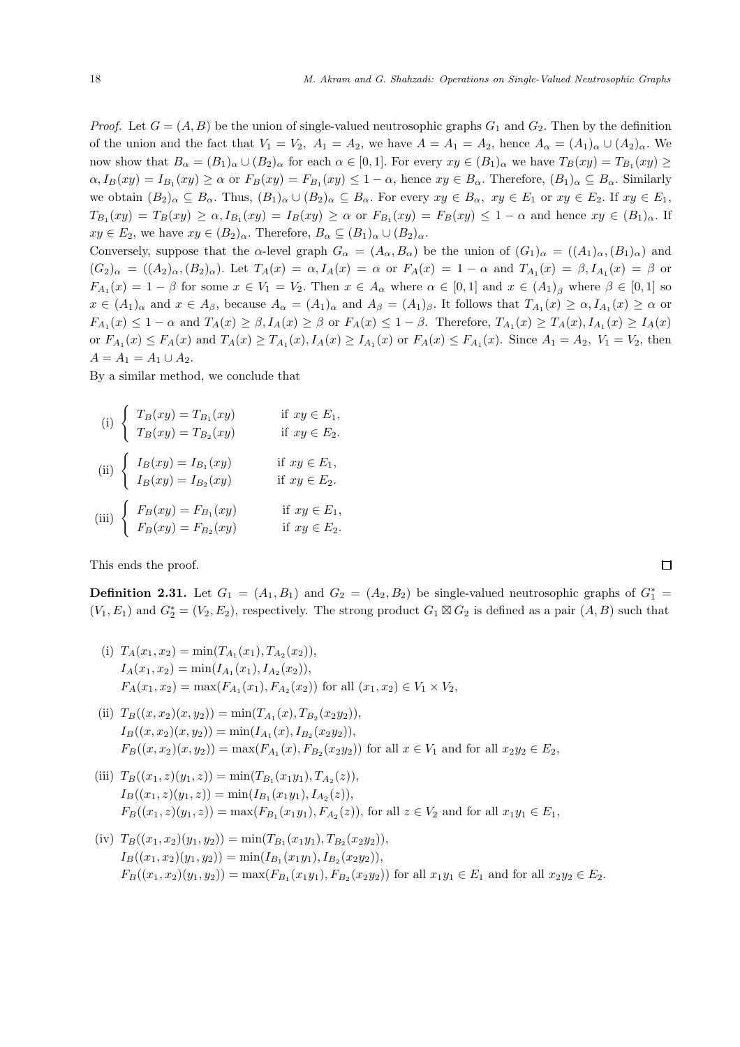*Proof.* Let $G = (A, B)$ be the union of single-valued neutrosophic graphs $G_1$ and $G_2$. Then by the definition of the union and the fact that $V_1 = V_2,\ A_1 = A_2$, we have $A = A_1 = A_2$, hence $A_\alpha = (A_1)_\alpha \cup (A_2)_\alpha$. We now show that $B_\alpha = (B_1)_\alpha \cup (B_2)_\alpha$ for each $\alpha \in [0, 1]$. For every $xy \in (B_1)_\alpha$ we have $T_B(xy) = T_{B_1}(xy) \geq \alpha, I_B(xy) = I_{B_1}(xy) \geq \alpha$ or $F_B(xy) = F_{B_1}(xy) \leq 1 - \alpha$, hence $xy \in B_\alpha$. Therefore, $(B_1)_\alpha \subseteq B_\alpha$. Similarly we obtain $(B_2)_\alpha \subseteq B_\alpha$. Thus, $(B_1)_\alpha \cup (B_2)_\alpha \subseteq B_\alpha$. For every $xy \in B_\alpha,\ xy \in E_1$ or $xy \in E_2$. If $xy \in E_1$, $T_{B_1}(xy) = T_B(xy) \geq \alpha, I_{B_1}(xy) = I_B(xy) \geq \alpha$ or $F_{B_1}(xy) = F_B(xy) \leq 1 - \alpha$ and hence $xy \in (B_1)_\alpha$. If $xy \in E_2$, we have $xy \in (B_2)_\alpha$. Therefore, $B_\alpha \subseteq (B_1)_\alpha \cup (B_2)_\alpha$.

Conversely, suppose that the $\alpha$-level graph $G_\alpha = (A_\alpha, B_\alpha)$ be the union of $(G_1)_\alpha = ((A_1)_\alpha, (B_1)_\alpha)$ and $(G_2)_\alpha = ((A_2)_\alpha, (B_2)_\alpha)$. Let $T_A(x) = \alpha, I_A(x) = \alpha$ or $F_A(x) = 1 - \alpha$ and $T_{A_1}(x) = \beta, I_{A_1}(x) = \beta$ or $F_{A_1}(x) = 1 - \beta$ for some $x \in V_1 = V_2$. Then $x \in A_\alpha$ where $\alpha \in [0, 1]$ and $x \in (A_1)_\beta$ where $\beta \in [0, 1]$ so $x \in (A_1)_\alpha$ and $x \in A_\beta$, because $A_\alpha = (A_1)_\alpha$ and $A_\beta = (A_1)_\beta$. It follows that $T_{A_1}(x) \geq \alpha, I_{A_1}(x) \geq \alpha$ or $F_{A_1}(x) \leq 1 - \alpha$ and $T_A(x) \geq \beta, I_A(x) \geq \beta$ or $F_A(x) \leq 1 - \beta$. Therefore, $T_{A_1}(x) \geq T_A(x), I_{A_1}(x) \geq I_A(x)$ or $F_{A_1}(x) \leq F_A(x)$ and $T_A(x) \geq T_{A_1}(x), I_A(x) \geq I_{A_1}(x)$ or $F_A(x) \leq F_{A_1}(x)$. Since $A_1 = A_2,\ V_1 = V_2$, then $A = A_1 = A_1 \cup A_2$.

By a similar method, we conclude that

$$\text{(i)} \begin{cases} T_B(xy) = T_{B_1}(xy) & \text{if } xy \in E_1, \\ T_B(xy) = T_{B_2}(xy) & \text{if } xy \in E_2. \end{cases}$$

$$\text{(ii)} \begin{cases} I_B(xy) = I_{B_1}(xy) & \text{if } xy \in E_1, \\ I_B(xy) = I_{B_2}(xy) & \text{if } xy \in E_2. \end{cases}$$

$$\text{(iii)} \begin{cases} F_B(xy) = F_{B_1}(xy) & \text{if } xy \in E_1, \\ F_B(xy) = F_{B_2}(xy) & \text{if } xy \in E_2. \end{cases}$$

This ends the proof. $\square$

**Definition 2.31.** Let $G_1 = (A_1, B_1)$ and $G_2 = (A_2, B_2)$ be single-valued neutrosophic graphs of $G_1^* = (V_1, E_1)$ and $G_2^* = (V_2, E_2)$, respectively. The strong product $G_1 \boxtimes G_2$ is defined as a pair $(A, B)$ such that

(i) $T_A(x_1, x_2) = \min(T_{A_1}(x_1), T_{A_2}(x_2))$,
$I_A(x_1, x_2) = \min(I_{A_1}(x_1), I_{A_2}(x_2))$,
$F_A(x_1, x_2) = \max(F_{A_1}(x_1), F_{A_2}(x_2))$ for all $(x_1, x_2) \in V_1 \times V_2$,

(ii) $T_B((x, x_2)(x, y_2)) = \min(T_{A_1}(x), T_{B_2}(x_2y_2))$,
$I_B((x, x_2)(x, y_2)) = \min(I_{A_1}(x), I_{B_2}(x_2y_2))$,
$F_B((x, x_2)(x, y_2)) = \max(F_{A_1}(x), F_{B_2}(x_2y_2))$ for all $x \in V_1$ and for all $x_2y_2 \in E_2$,

(iii) $T_B((x_1, z)(y_1, z)) = \min(T_{B_1}(x_1y_1), T_{A_2}(z))$,
$I_B((x_1, z)(y_1, z)) = \min(I_{B_1}(x_1y_1), I_{A_2}(z))$,
$F_B((x_1, z)(y_1, z)) = \max(F_{B_1}(x_1y_1), F_{A_2}(z))$, for all $z \in V_2$ and for all $x_1y_1 \in E_1$,

(iv) $T_B((x_1, x_2)(y_1, y_2)) = \min(T_{B_1}(x_1y_1), T_{B_2}(x_2y_2))$,
$I_B((x_1, x_2)(y_1, y_2)) = \min(I_{B_1}(x_1y_1), I_{B_2}(x_2y_2))$,
$F_B((x_1, x_2)(y_1, y_2)) = \max(F_{B_1}(x_1y_1), F_{B_2}(x_2y_2))$ for all $x_1y_1 \in E_1$ and for all $x_2y_2 \in E_2$.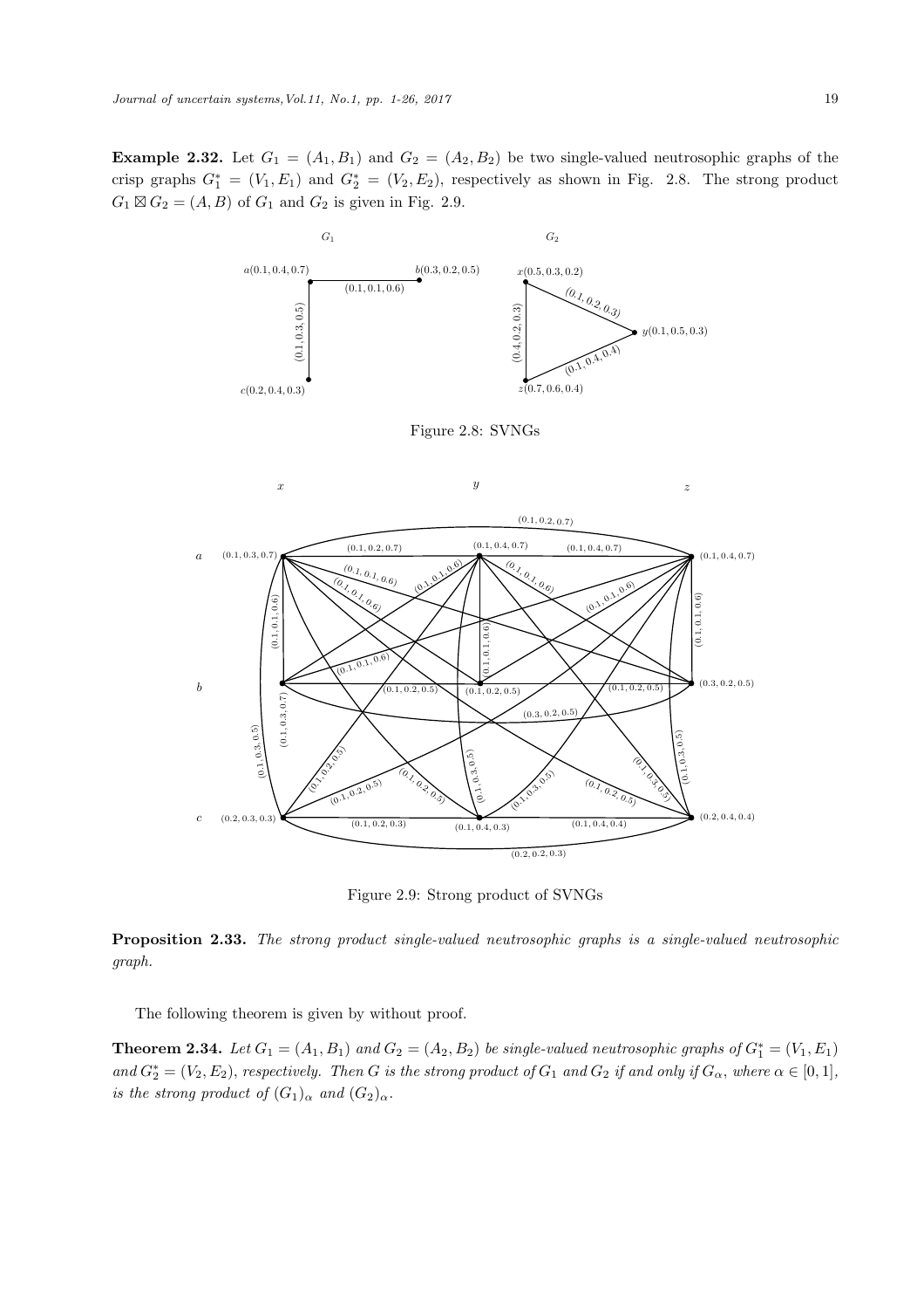**Example 2.32.** Let $G_1 = (A_1, B_1)$ and $G_2 = (A_2, B_2)$ be two single-valued neutrosophic graphs of the crisp graphs $G_1^* = (V_1, E_1)$ and $G_2^* = (V_2, E_2)$, respectively as shown in Fig. 2.8. The strong product $G_1 \boxtimes G_2 = (A, B)$ of $G_1$ and $G_2$ is given in Fig. 2.9.

Figure 2.8: SVNGs

Figure 2.9: Strong product of SVNGs

**Proposition 2.33.** *The strong product single-valued neutrosophic graphs is a single-valued neutrosophic graph.*

The following theorem is given by without proof.

**Theorem 2.34.** *Let $G_1 = (A_1, B_1)$ and $G_2 = (A_2, B_2)$ be single-valued neutrosophic graphs of $G_1^* = (V_1, E_1)$ and $G_2^* = (V_2, E_2)$, respectively. Then $G$ is the strong product of $G_1$ and $G_2$ if and only if $G_\alpha$, where $\alpha \in [0, 1]$, is the strong product of $(G_1)_\alpha$ and $(G_2)_\alpha$.*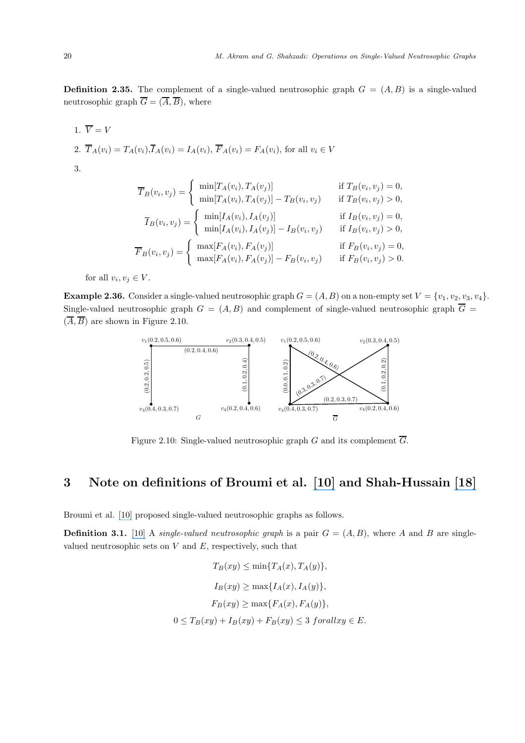**Definition 2.35.** The complement of a single-valued neutrosophic graph $G = (A, B)$ is a single-valued neutrosophic graph $\overline{G} = (\overline{A}, \overline{B})$, where

1. $\overline{V} = V$

2. $\overline{T}_A(v_i) = T_A(v_i), \overline{I}_A(v_i) = I_A(v_i), \overline{F}_A(v_i) = F_A(v_i)$, for all $v_i \in V$

3.

$$\overline{T}_B(v_i, v_j) = \begin{cases} \min[T_A(v_i), T_A(v_j)] & \text{if } T_B(v_i, v_j) = 0, \\ \min[T_A(v_i), T_A(v_j)] - T_B(v_i, v_j) & \text{if } T_B(v_i, v_j) > 0, \end{cases}$$

$$\overline{I}_B(v_i, v_j) = \begin{cases} \min[I_A(v_i), I_A(v_j)] & \text{if } I_B(v_i, v_j) = 0, \\ \min[I_A(v_i), I_A(v_j)] - I_B(v_i, v_j) & \text{if } I_B(v_i, v_j) > 0, \end{cases}$$

$$\overline{F}_B(v_i, v_j) = \begin{cases} \max[F_A(v_i), F_A(v_j)] & \text{if } F_B(v_i, v_j) = 0, \\ \max[F_A(v_i), F_A(v_j)] - F_B(v_i, v_j) & \text{if } F_B(v_i, v_j) > 0. \end{cases}$$

for all $v_i, v_j \in V$.

**Example 2.36.** Consider a single-valued neutrosophic graph $G = (A, B)$ on a non-empty set $V = \{v_1, v_2, v_3, v_4\}$. Single-valued neutrosophic graph $G = (A, B)$ and complement of single-valued neutrosophic graph $\overline{G} = (\overline{A}, \overline{B})$ are shown in Figure 2.10.

Figure 2.10: Single-valued neutrosophic graph $G$ and its complement $\overline{G}$.

# 3 Note on definitions of Broumi et al. [10] and Shah-Hussain [18]

Broumi et al. [10] proposed single-valued neutrosophic graphs as follows.

**Definition 3.1.** [10] A *single-valued neutrosophic graph* is a pair $G = (A, B)$, where $A$ and $B$ are single-valued neutrosophic sets on $V$ and $E$, respectively, such that

$$T_B(xy) \leq \min\{T_A(x), T_A(y)\},$$

$$I_B(xy) \geq \max\{I_A(x), I_A(y)\},$$

$$F_B(xy) \geq \max\{F_A(x), F_A(y)\},$$

$$0 \leq T_B(xy) + I_B(xy) + F_B(xy) \leq 3 \; forallxy \in E.$$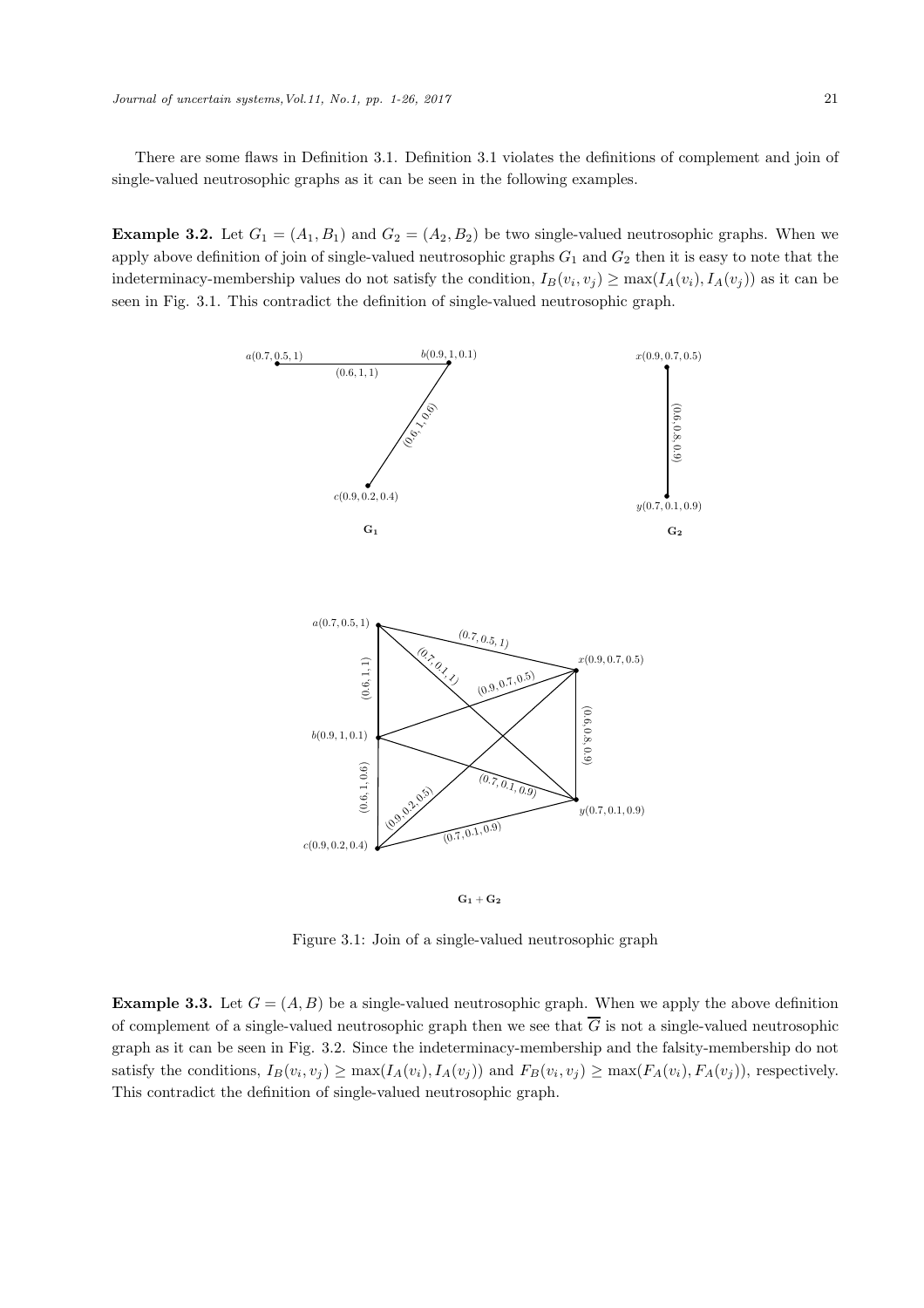There are some flaws in Definition 3.1. Definition 3.1 violates the definitions of complement and join of single-valued neutrosophic graphs as it can be seen in the following examples.

**Example 3.2.** Let $G_1 = (A_1, B_1)$ and $G_2 = (A_2, B_2)$ be two single-valued neutrosophic graphs. When we apply above definition of join of single-valued neutrosophic graphs $G_1$ and $G_2$ then it is easy to note that the indeterminacy-membership values do not satisfy the condition, $I_B(v_i, v_j) \geq \max(I_A(v_i), I_A(v_j))$ as it can be seen in Fig. 3.1. This contradict the definition of single-valued neutrosophic graph.

Figure 3.1: Join of a single-valued neutrosophic graph

**Example 3.3.** Let $G = (A, B)$ be a single-valued neutrosophic graph. When we apply the above definition of complement of a single-valued neutrosophic graph then we see that $\overline{G}$ is not a single-valued neutrosophic graph as it can be seen in Fig. 3.2. Since the indeterminacy-membership and the falsity-membership do not satisfy the conditions, $I_B(v_i, v_j) \geq \max(I_A(v_i), I_A(v_j))$ and $F_B(v_i, v_j) \geq \max(F_A(v_i), F_A(v_j))$, respectively. This contradict the definition of single-valued neutrosophic graph.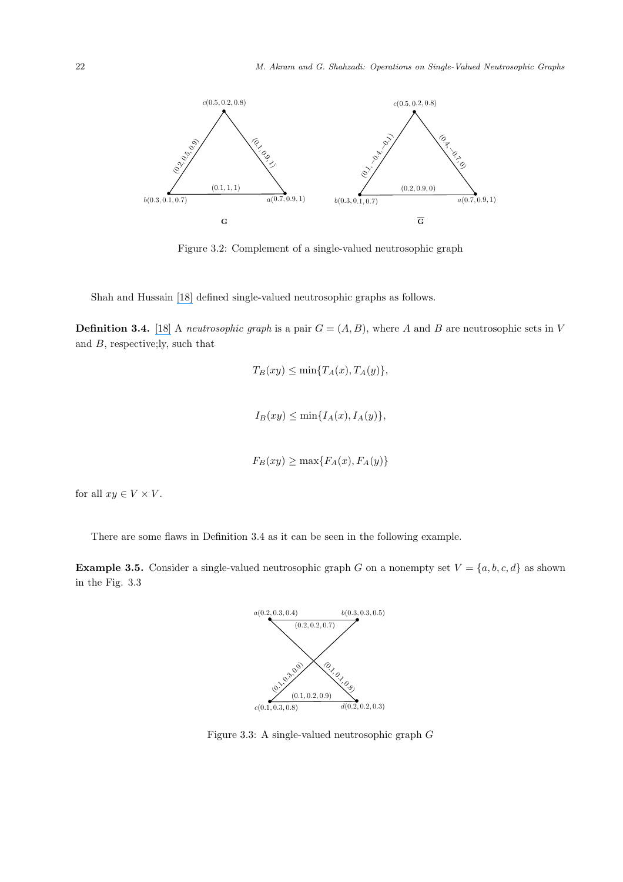Figure 3.2: Complement of a single-valued neutrosophic graph

Shah and Hussain [18] defined single-valued neutrosophic graphs as follows.

**Definition 3.4.** [18] A *neutrosophic graph* is a pair $G = (A, B)$, where $A$ and $B$ are neutrosophic sets in $V$ and $B$, respective;ly, such that

$$T_B(xy) \leq \min\{T_A(x), T_A(y)\},$$

$$I_B(xy) \leq \min\{I_A(x), I_A(y)\},$$

$$F_B(xy) \geq \max\{F_A(x), F_A(y)\}$$

for all $xy \in V \times V$.

There are some flaws in Definition 3.4 as it can be seen in the following example.

**Example 3.5.** Consider a single-valued neutrosophic graph $G$ on a nonempty set $V = \{a, b, c, d\}$ as shown in the Fig. 3.3

Figure 3.3: A single-valued neutrosophic graph $G$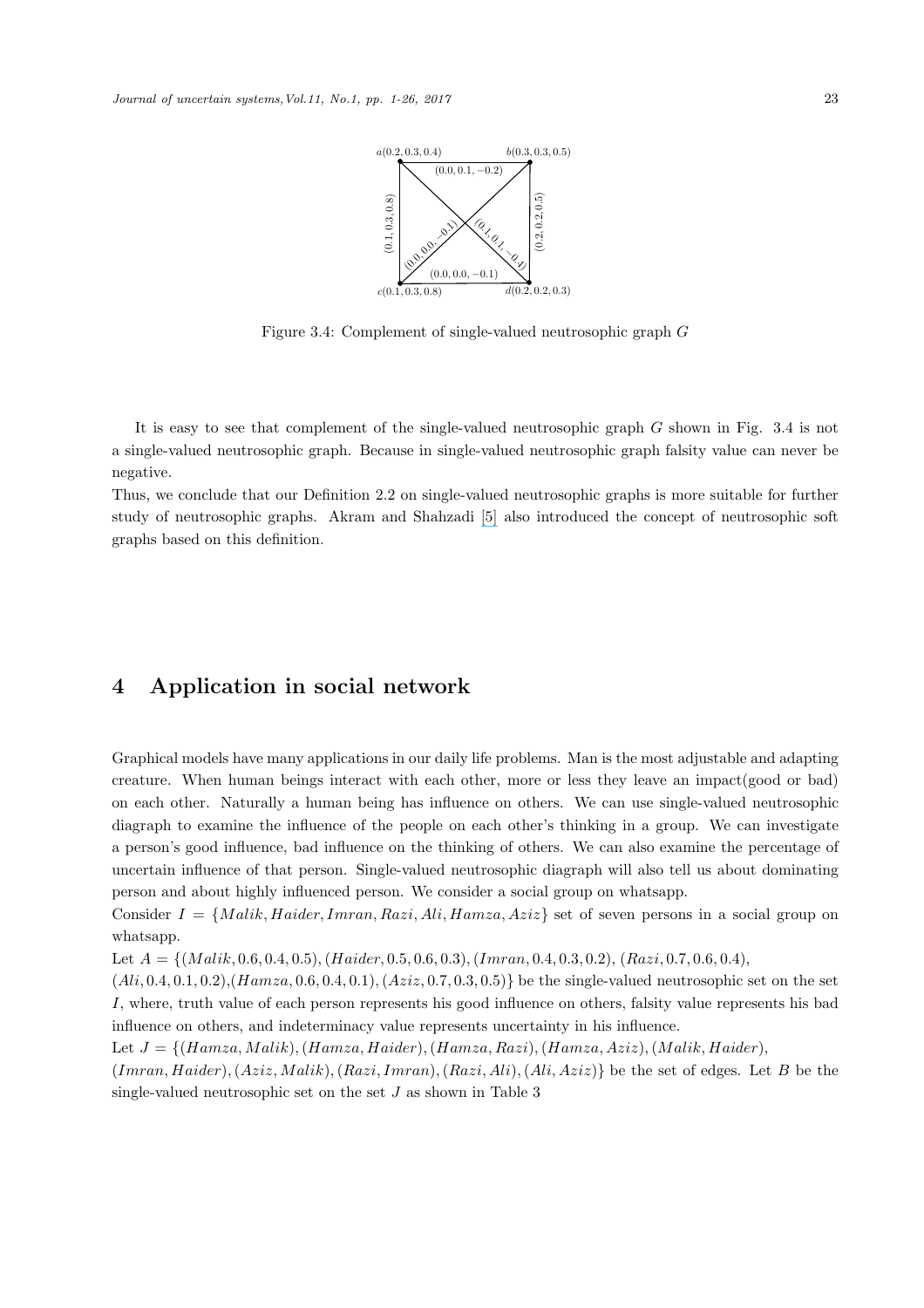Figure 3.4: Complement of single-valued neutrosophic graph $G$

It is easy to see that complement of the single-valued neutrosophic graph $G$ shown in Fig. 3.4 is not a single-valued neutrosophic graph. Because in single-valued neutrosophic graph falsity value can never be negative.

Thus, we conclude that our Definition 2.2 on single-valued neutrosophic graphs is more suitable for further study of neutrosophic graphs. Akram and Shahzadi [5] also introduced the concept of neutrosophic soft graphs based on this definition.

# 4 Application in social network

Graphical models have many applications in our daily life problems. Man is the most adjustable and adapting creature. When human beings interact with each other, more or less they leave an impact(good or bad) on each other. Naturally a human being has influence on others. We can use single-valued neutrosophic diagraph to examine the influence of the people on each other's thinking in a group. We can investigate a person's good influence, bad influence on the thinking of others. We can also examine the percentage of uncertain influence of that person. Single-valued neutrosophic diagraph will also tell us about dominating person and about highly influenced person. We consider a social group on whatsapp.

Consider $I = \{Malik, Haider, Imran, Razi, Ali, Hamza, Aziz\}$ set of seven persons in a social group on whatsapp.

Let $A = \{(Malik, 0.6, 0.4, 0.5), (Haider, 0.5, 0.6, 0.3), (Imran, 0.4, 0.3, 0.2), (Razi, 0.7, 0.6, 0.4),$
$(Ali, 0.4, 0.1, 0.2), (Hamza, 0.6, 0.4, 0.1), (Aziz, 0.7, 0.3, 0.5)\}$ be the single-valued neutrosophic set on the set $I$, where, truth value of each person represents his good influence on others, falsity value represents his bad influence on others, and indeterminacy value represents uncertainty in his influence.

Let $J = \{(Hamza, Malik), (Hamza, Haider), (Hamza, Razi), (Hamza, Aziz), (Malik, Haider),$
$(Imran, Haider), (Aziz, Malik), (Razi, Imran), (Razi, Ali), (Ali, Aziz)\}$ be the set of edges. Let $B$ be the single-valued neutrosophic set on the set $J$ as shown in Table 3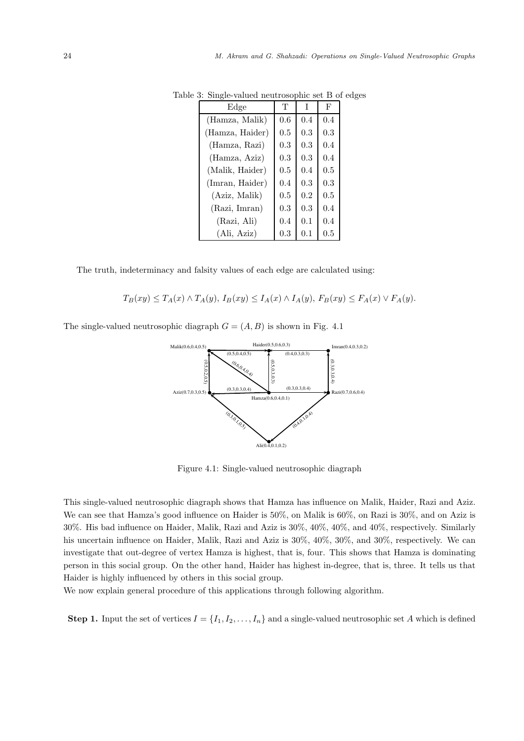Table 3: Single-valued neutrosophic set B of edges

| Edge | T | I | F |
|---|---|---|---|
| (Hamza, Malik) | 0.6 | 0.4 | 0.4 |
| (Hamza, Haider) | 0.5 | 0.3 | 0.3 |
| (Hamza, Razi) | 0.3 | 0.3 | 0.4 |
| (Hamza, Aziz) | 0.3 | 0.3 | 0.4 |
| (Malik, Haider) | 0.5 | 0.4 | 0.5 |
| (Imran, Haider) | 0.4 | 0.3 | 0.3 |
| (Aziz, Malik) | 0.5 | 0.2 | 0.5 |
| (Razi, Imran) | 0.3 | 0.3 | 0.4 |
| (Razi, Ali) | 0.4 | 0.1 | 0.4 |
| (Ali, Aziz) | 0.3 | 0.1 | 0.5 |

The truth, indeterminacy and falsity values of each edge are calculated using:

$$T_B(xy) \leq T_A(x) \wedge T_A(y),\ I_B(xy) \leq I_A(x) \wedge I_A(y),\ F_B(xy) \leq F_A(x) \vee F_A(y).$$

The single-valued neutrosophic diagraph $G = (A, B)$ is shown in Fig. 4.1

Figure 4.1: Single-valued neutrosophic diagraph

This single-valued neutrosophic diagraph shows that Hamza has influence on Malik, Haider, Razi and Aziz. We can see that Hamza's good influence on Haider is 50%, on Malik is 60%, on Razi is 30%, and on Aziz is 30%. His bad influence on Haider, Malik, Razi and Aziz is 30%, 40%, 40%, and 40%, respectively. Similarly his uncertain influence on Haider, Malik, Razi and Aziz is 30%, 40%, 30%, and 30%, respectively. We can investigate that out-degree of vertex Hamza is highest, that is, four. This shows that Hamza is dominating person in this social group. On the other hand, Haider has highest in-degree, that is, three. It tells us that Haider is highly influenced by others in this social group.

We now explain general procedure of this applications through following algorithm.

**Step 1.** Input the set of vertices $I = \{I_1, I_2, \ldots, I_n\}$ and a single-valued neutrosophic set $A$ which is defined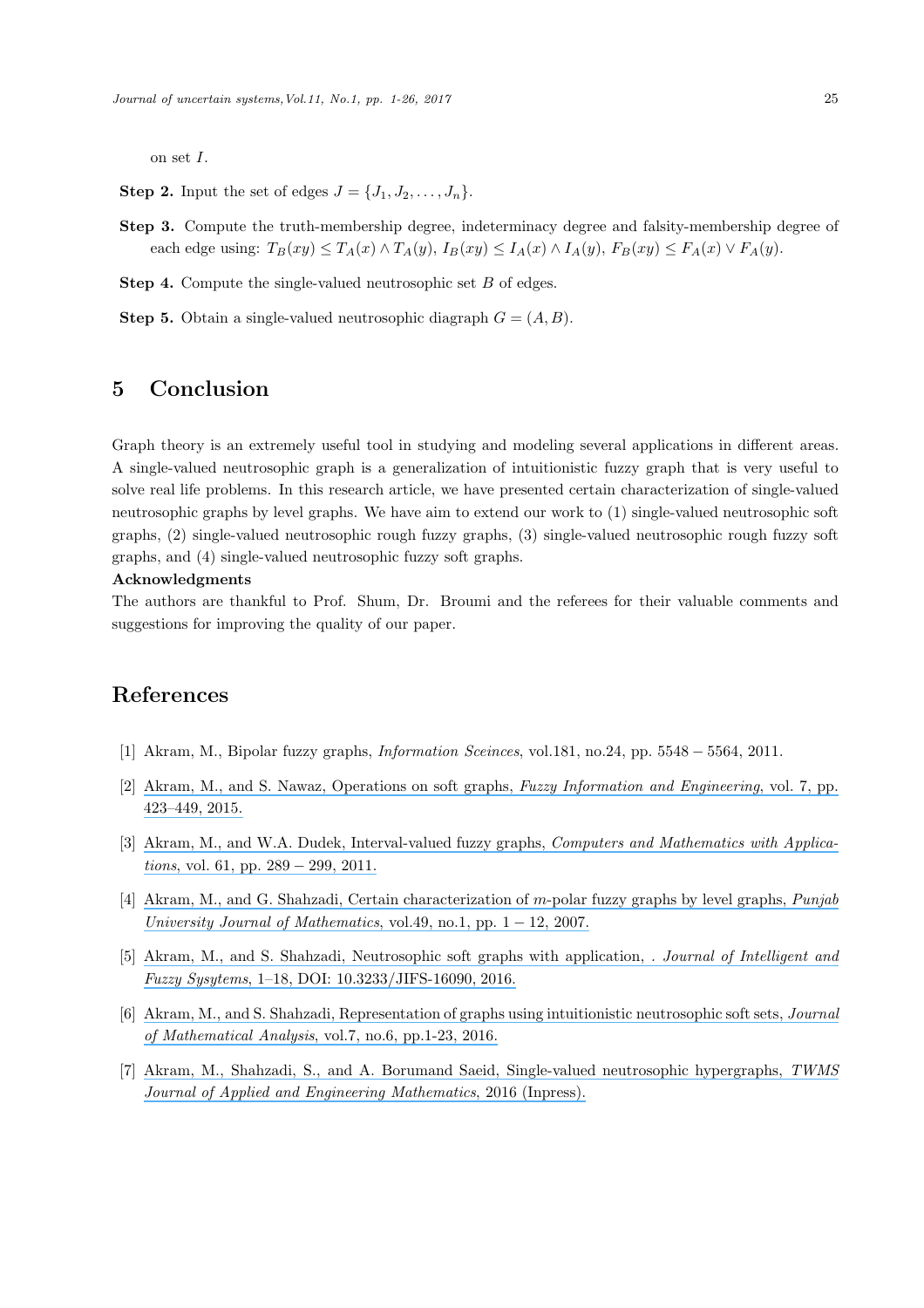on set $I$.

**Step 2.** Input the set of edges $J = \{J_1, J_2, \ldots, J_n\}$.

**Step 3.** Compute the truth-membership degree, indeterminacy degree and falsity-membership degree of each edge using: $T_B(xy) \leq T_A(x) \wedge T_A(y)$, $I_B(xy) \leq I_A(x) \wedge I_A(y)$, $F_B(xy) \leq F_A(x) \vee F_A(y)$.

**Step 4.** Compute the single-valued neutrosophic set $B$ of edges.

**Step 5.** Obtain a single-valued neutrosophic diagraph $G = (A, B)$.

# 5 Conclusion

Graph theory is an extremely useful tool in studying and modeling several applications in different areas. A single-valued neutrosophic graph is a generalization of intuitionistic fuzzy graph that is very useful to solve real life problems. In this research article, we have presented certain characterization of single-valued neutrosophic graphs by level graphs. We have aim to extend our work to (1) single-valued neutrosophic soft graphs, (2) single-valued neutrosophic rough fuzzy graphs, (3) single-valued neutrosophic rough fuzzy soft graphs, and (4) single-valued neutrosophic fuzzy soft graphs.

**Acknowledgments**

The authors are thankful to Prof. Shum, Dr. Broumi and the referees for their valuable comments and suggestions for improving the quality of our paper.

# References

[1] Akram, M., Bipolar fuzzy graphs, *Information Sceinces*, vol.181, no.24, pp. 5548 − 5564, 2011.

[2] Akram, M., and S. Nawaz, Operations on soft graphs, *Fuzzy Information and Engineering*, vol. 7, pp. 423–449, 2015.

[3] Akram, M., and W.A. Dudek, Interval-valued fuzzy graphs, *Computers and Mathematics with Applications*, vol. 61, pp. 289 − 299, 2011.

[4] Akram, M., and G. Shahzadi, Certain characterization of $m$-polar fuzzy graphs by level graphs, *Punjab University Journal of Mathematics*, vol.49, no.1, pp. 1 − 12, 2007.

[5] Akram, M., and S. Shahzadi, Neutrosophic soft graphs with application, . *Journal of Intelligent and Fuzzy Sysytems*, 1–18, DOI: 10.3233/JIFS-16090, 2016.

[6] Akram, M., and S. Shahzadi, Representation of graphs using intuitionistic neutrosophic soft sets, *Journal of Mathematical Analysis*, vol.7, no.6, pp.1-23, 2016.

[7] Akram, M., Shahzadi, S., and A. Borumand Saeid, Single-valued neutrosophic hypergraphs, *TWMS Journal of Applied and Engineering Mathematics*, 2016 (Inpress).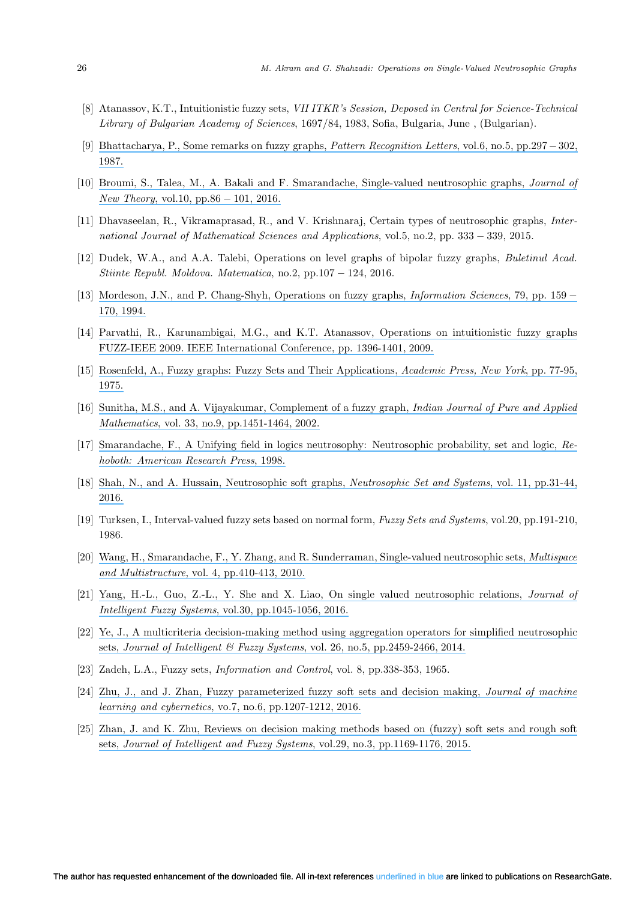[8] Atanassov, K.T., Intuitionistic fuzzy sets, *VII ITKR's Session, Deposed in Central for Science-Technical Library of Bulgarian Academy of Sciences*, 1697/84, 1983, Sofia, Bulgaria, June , (Bulgarian).

[9] Bhattacharya, P., Some remarks on fuzzy graphs, *Pattern Recognition Letters*, vol.6, no.5, pp.297 − 302, 1987.

[10] Broumi, S., Talea, M., A. Bakali and F. Smarandache, Single-valued neutrosophic graphs, *Journal of New Theory*, vol.10, pp.86 − 101, 2016.

[11] Dhavaseelan, R., Vikramaprasad, R., and V. Krishnaraj, Certain types of neutrosophic graphs, *International Journal of Mathematical Sciences and Applications*, vol.5, no.2, pp. 333 − 339, 2015.

[12] Dudek, W.A., and A.A. Talebi, Operations on level graphs of bipolar fuzzy graphs, *Buletinul Acad. Stiinte Republ. Moldova. Matematica*, no.2, pp.107 − 124, 2016.

[13] Mordeson, J.N., and P. Chang-Shyh, Operations on fuzzy graphs, *Information Sciences*, 79, pp. 159 − 170, 1994.

[14] Parvathi, R., Karunambigai, M.G., and K.T. Atanassov, Operations on intuitionistic fuzzy graphs FUZZ-IEEE 2009. IEEE International Conference, pp. 1396-1401, 2009.

[15] Rosenfeld, A., Fuzzy graphs: Fuzzy Sets and Their Applications, *Academic Press, New York*, pp. 77-95, 1975.

[16] Sunitha, M.S., and A. Vijayakumar, Complement of a fuzzy graph, *Indian Journal of Pure and Applied Mathematics*, vol. 33, no.9, pp.1451-1464, 2002.

[17] Smarandache, F., A Unifying field in logics neutrosophy: Neutrosophic probability, set and logic, *Rehoboth: American Research Press*, 1998.

[18] Shah, N., and A. Hussain, Neutrosophic soft graphs, *Neutrosophic Set and Systems*, vol. 11, pp.31-44, 2016.

[19] Turksen, I., Interval-valued fuzzy sets based on normal form, *Fuzzy Sets and Systems*, vol.20, pp.191-210, 1986.

[20] Wang, H., Smarandache, F., Y. Zhang, and R. Sunderraman, Single-valued neutrosophic sets, *Multispace and Multistructure*, vol. 4, pp.410-413, 2010.

[21] Yang, H.-L., Guo, Z.-L., Y. She and X. Liao, On single valued neutrosophic relations, *Journal of Intelligent Fuzzy Systems*, vol.30, pp.1045-1056, 2016.

[22] Ye, J., A multicriteria decision-making method using aggregation operators for simplified neutrosophic sets, *Journal of Intelligent & Fuzzy Systems*, vol. 26, no.5, pp.2459-2466, 2014.

[23] Zadeh, L.A., Fuzzy sets, *Information and Control*, vol. 8, pp.338-353, 1965.

[24] Zhu, J., and J. Zhan, Fuzzy parameterized fuzzy soft sets and decision making, *Journal of machine learning and cybernetics*, vo.7, no.6, pp.1207-1212, 2016.

[25] Zhan, J. and K. Zhu, Reviews on decision making methods based on (fuzzy) soft sets and rough soft sets, *Journal of Intelligent and Fuzzy Systems*, vol.29, no.3, pp.1169-1176, 2015.

The author has requested enhancement of the downloaded file. All in-text references underlined in blue are linked to publications on ResearchGate.